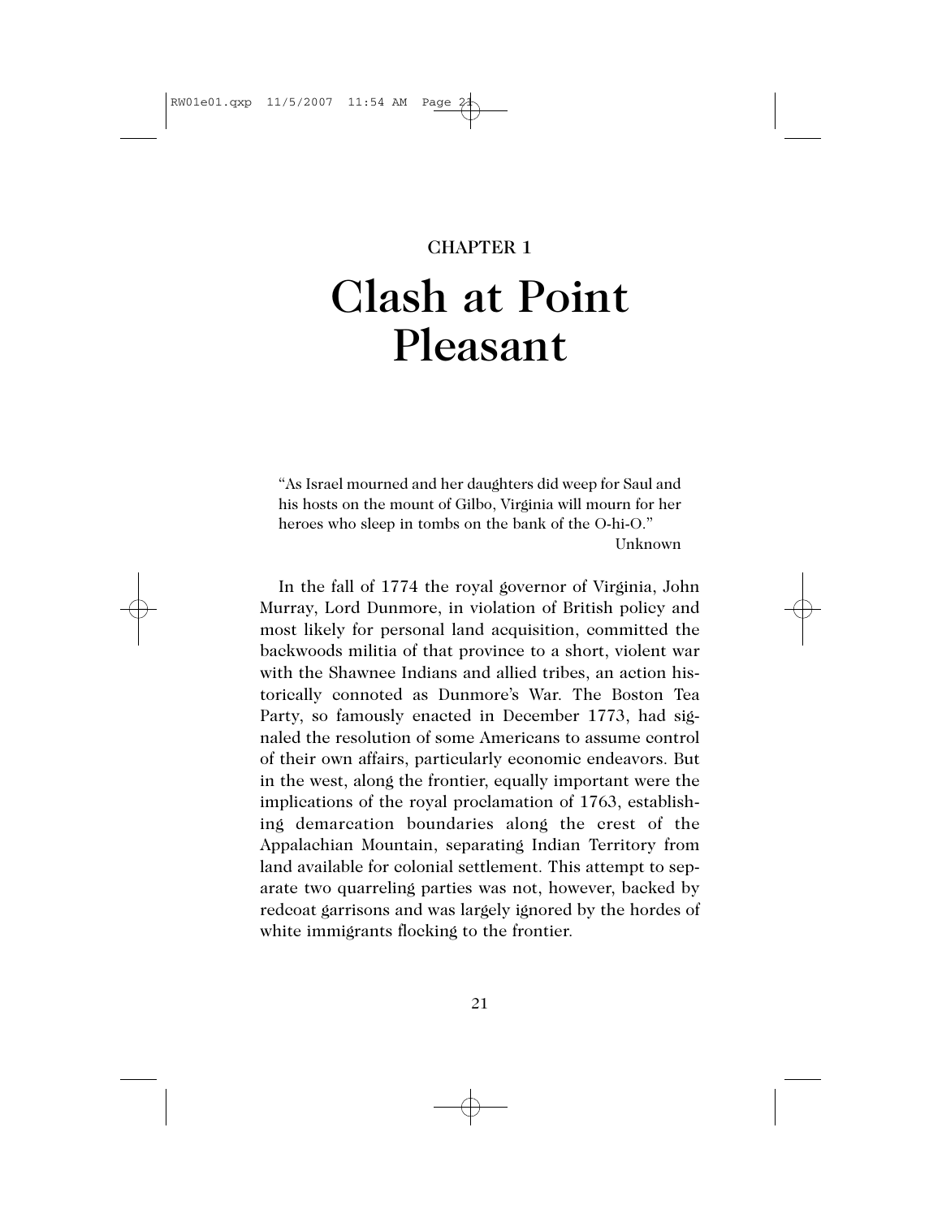# CHAPTER 1

# Clash at Point Pleasant

> "As Israel mourned and her daughters did weep for Saul and his hosts on the mount of Gilbo, Virginia will mourn for her heroes who sleep in tombs on the bank of the O-hi-O."
>
> Unknown

In the fall of 1774 the royal governor of Virginia, John Murray, Lord Dunmore, in violation of British policy and most likely for personal land acquisition, committed the backwoods militia of that province to a short, violent war with the Shawnee Indians and allied tribes, an action historically connoted as Dunmore's War. The Boston Tea Party, so famously enacted in December 1773, had signaled the resolution of some Americans to assume control of their own affairs, particularly economic endeavors. But in the west, along the frontier, equally important were the implications of the royal proclamation of 1763, establishing demarcation boundaries along the crest of the Appalachian Mountain, separating Indian Territory from land available for colonial settlement. This attempt to separate two quarreling parties was not, however, backed by redcoat garrisons and was largely ignored by the hordes of white immigrants flocking to the frontier.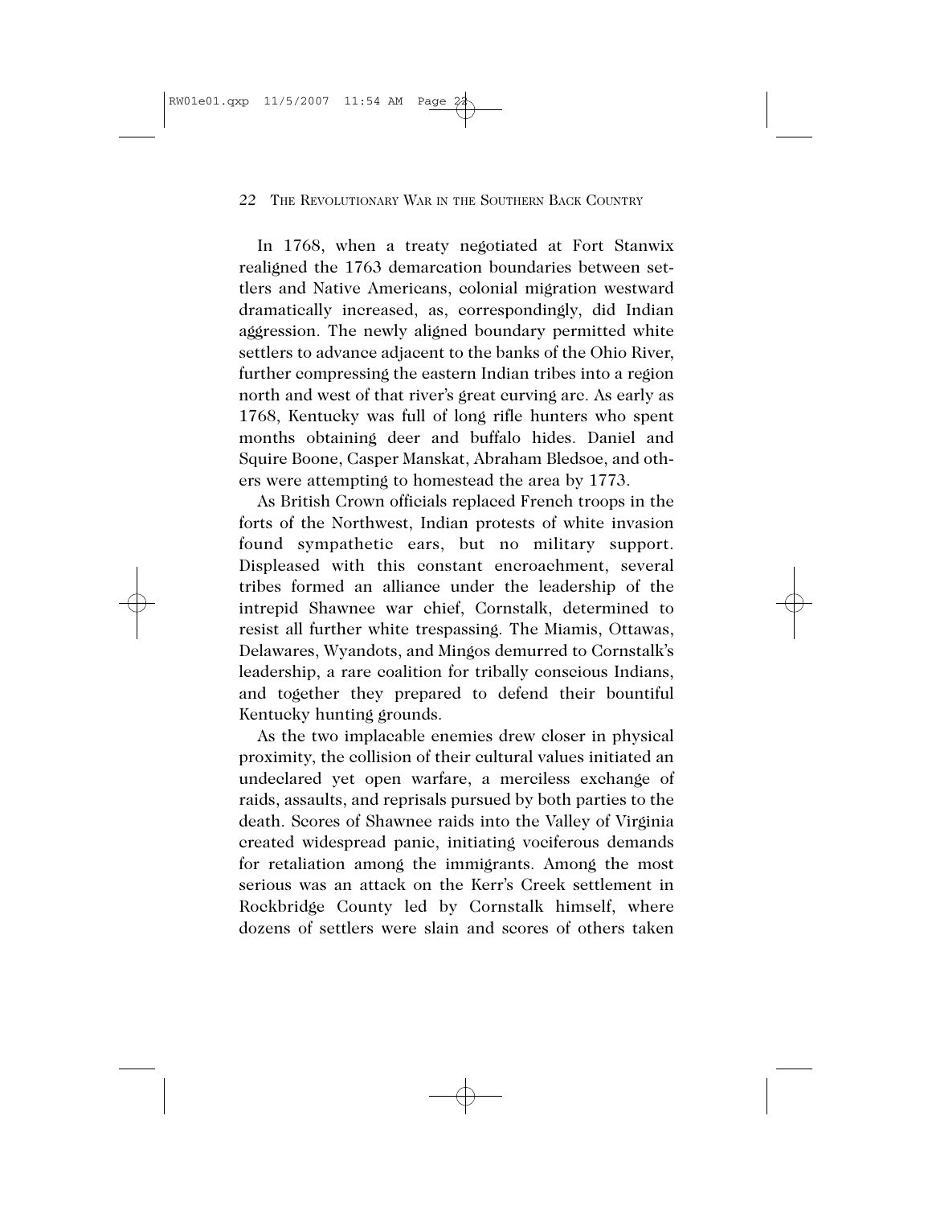In 1768, when a treaty negotiated at Fort Stanwix realigned the 1763 demarcation boundaries between settlers and Native Americans, colonial migration westward dramatically increased, as, correspondingly, did Indian aggression. The newly aligned boundary permitted white settlers to advance adjacent to the banks of the Ohio River, further compressing the eastern Indian tribes into a region north and west of that river's great curving arc. As early as 1768, Kentucky was full of long rifle hunters who spent months obtaining deer and buffalo hides. Daniel and Squire Boone, Casper Manskat, Abraham Bledsoe, and others were attempting to homestead the area by 1773.

As British Crown officials replaced French troops in the forts of the Northwest, Indian protests of white invasion found sympathetic ears, but no military support. Displeased with this constant encroachment, several tribes formed an alliance under the leadership of the intrepid Shawnee war chief, Cornstalk, determined to resist all further white trespassing. The Miamis, Ottawas, Delawares, Wyandots, and Mingos demurred to Cornstalk's leadership, a rare coalition for tribally conscious Indians, and together they prepared to defend their bountiful Kentucky hunting grounds.

As the two implacable enemies drew closer in physical proximity, the collision of their cultural values initiated an undeclared yet open warfare, a merciless exchange of raids, assaults, and reprisals pursued by both parties to the death. Scores of Shawnee raids into the Valley of Virginia created widespread panic, initiating vociferous demands for retaliation among the immigrants. Among the most serious was an attack on the Kerr's Creek settlement in Rockbridge County led by Cornstalk himself, where dozens of settlers were slain and scores of others taken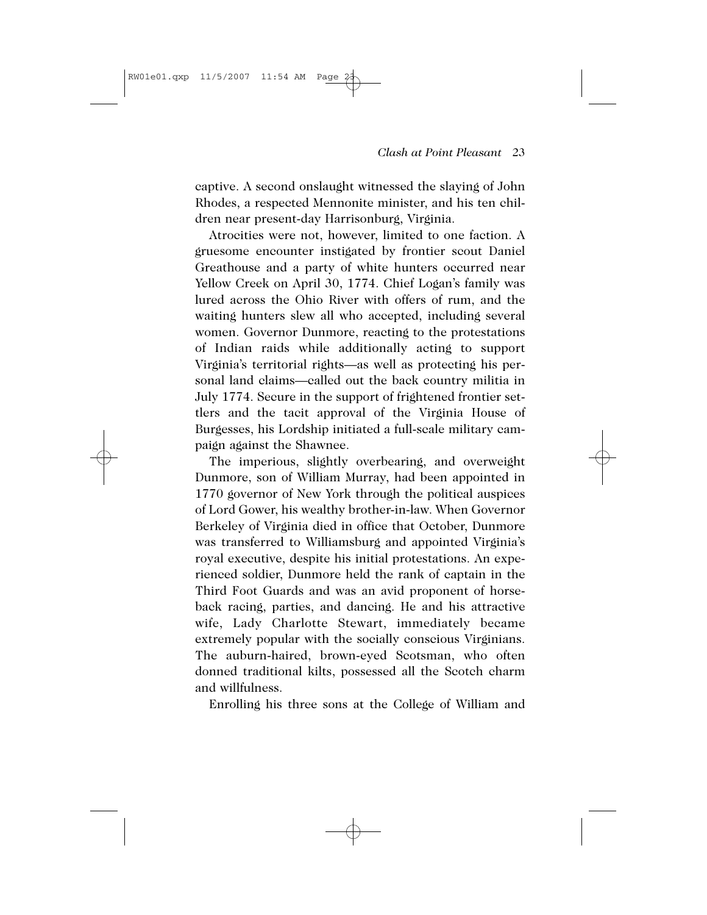captive. A second onslaught witnessed the slaying of John Rhodes, a respected Mennonite minister, and his ten children near present-day Harrisonburg, Virginia.

Atrocities were not, however, limited to one faction. A gruesome encounter instigated by frontier scout Daniel Greathouse and a party of white hunters occurred near Yellow Creek on April 30, 1774. Chief Logan's family was lured across the Ohio River with offers of rum, and the waiting hunters slew all who accepted, including several women. Governor Dunmore, reacting to the protestations of Indian raids while additionally acting to support Virginia's territorial rights—as well as protecting his personal land claims—called out the back country militia in July 1774. Secure in the support of frightened frontier settlers and the tacit approval of the Virginia House of Burgesses, his Lordship initiated a full-scale military campaign against the Shawnee.

The imperious, slightly overbearing, and overweight Dunmore, son of William Murray, had been appointed in 1770 governor of New York through the political auspices of Lord Gower, his wealthy brother-in-law. When Governor Berkeley of Virginia died in office that October, Dunmore was transferred to Williamsburg and appointed Virginia's royal executive, despite his initial protestations. An experienced soldier, Dunmore held the rank of captain in the Third Foot Guards and was an avid proponent of horseback racing, parties, and dancing. He and his attractive wife, Lady Charlotte Stewart, immediately became extremely popular with the socially conscious Virginians. The auburn-haired, brown-eyed Scotsman, who often donned traditional kilts, possessed all the Scotch charm and willfulness.

Enrolling his three sons at the College of William and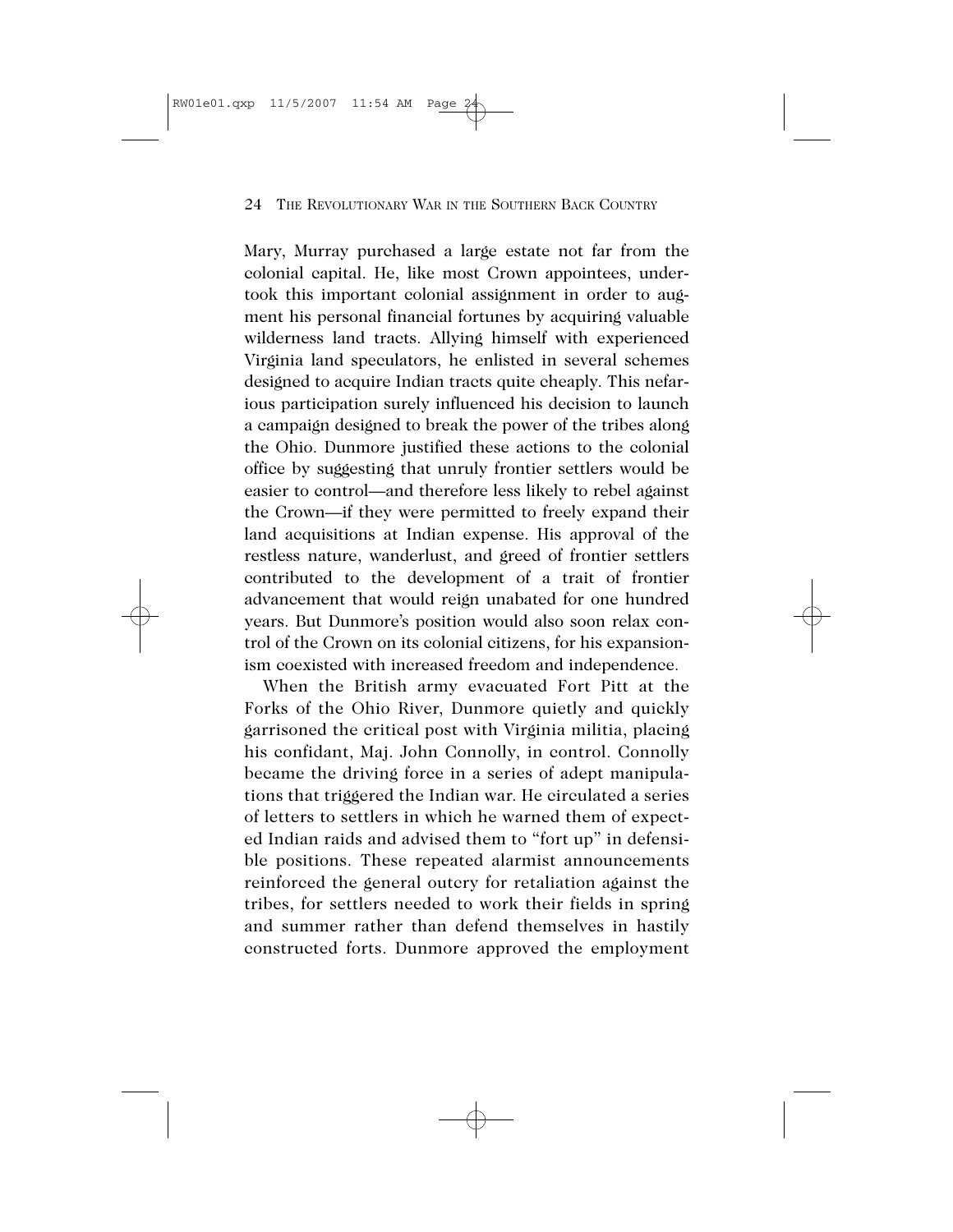Mary, Murray purchased a large estate not far from the colonial capital. He, like most Crown appointees, undertook this important colonial assignment in order to augment his personal financial fortunes by acquiring valuable wilderness land tracts. Allying himself with experienced Virginia land speculators, he enlisted in several schemes designed to acquire Indian tracts quite cheaply. This nefarious participation surely influenced his decision to launch a campaign designed to break the power of the tribes along the Ohio. Dunmore justified these actions to the colonial office by suggesting that unruly frontier settlers would be easier to control—and therefore less likely to rebel against the Crown—if they were permitted to freely expand their land acquisitions at Indian expense. His approval of the restless nature, wanderlust, and greed of frontier settlers contributed to the development of a trait of frontier advancement that would reign unabated for one hundred years. But Dunmore's position would also soon relax control of the Crown on its colonial citizens, for his expansionism coexisted with increased freedom and independence.

When the British army evacuated Fort Pitt at the Forks of the Ohio River, Dunmore quietly and quickly garrisoned the critical post with Virginia militia, placing his confidant, Maj. John Connolly, in control. Connolly became the driving force in a series of adept manipulations that triggered the Indian war. He circulated a series of letters to settlers in which he warned them of expected Indian raids and advised them to "fort up" in defensible positions. These repeated alarmist announcements reinforced the general outcry for retaliation against the tribes, for settlers needed to work their fields in spring and summer rather than defend themselves in hastily constructed forts. Dunmore approved the employment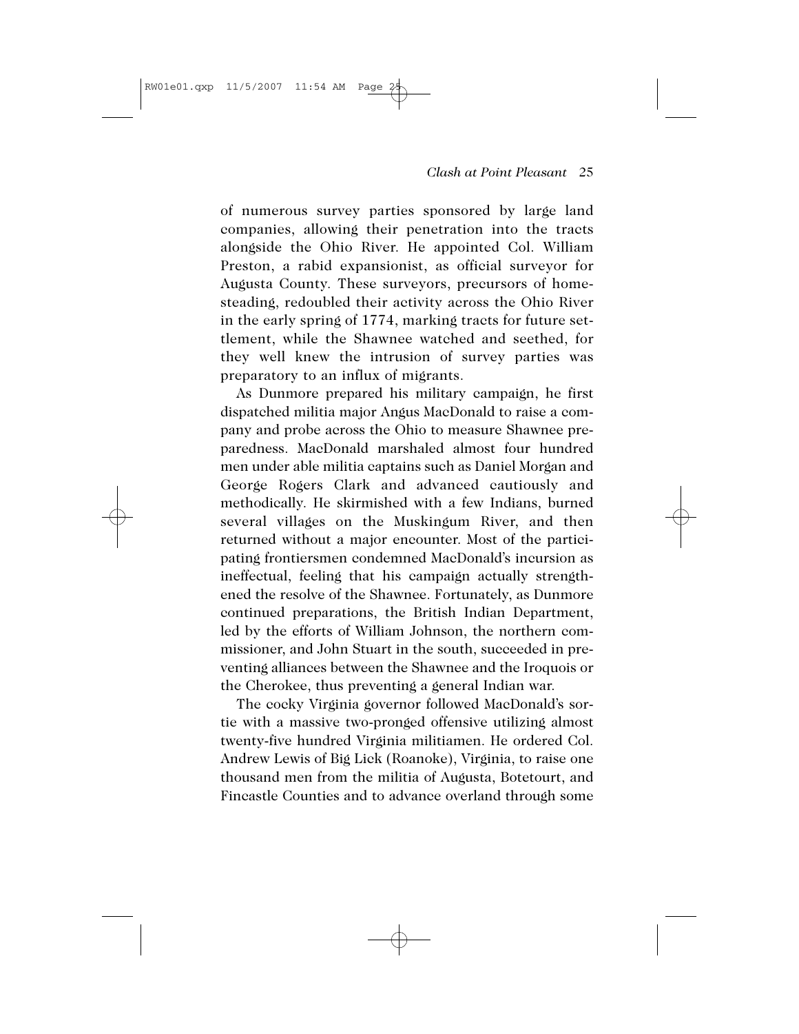of numerous survey parties sponsored by large land companies, allowing their penetration into the tracts alongside the Ohio River. He appointed Col. William Preston, a rabid expansionist, as official surveyor for Augusta County. These surveyors, precursors of homesteading, redoubled their activity across the Ohio River in the early spring of 1774, marking tracts for future settlement, while the Shawnee watched and seethed, for they well knew the intrusion of survey parties was preparatory to an influx of migrants.

As Dunmore prepared his military campaign, he first dispatched militia major Angus MacDonald to raise a company and probe across the Ohio to measure Shawnee preparedness. MacDonald marshaled almost four hundred men under able militia captains such as Daniel Morgan and George Rogers Clark and advanced cautiously and methodically. He skirmished with a few Indians, burned several villages on the Muskingum River, and then returned without a major encounter. Most of the participating frontiersmen condemned MacDonald's incursion as ineffectual, feeling that his campaign actually strengthened the resolve of the Shawnee. Fortunately, as Dunmore continued preparations, the British Indian Department, led by the efforts of William Johnson, the northern commissioner, and John Stuart in the south, succeeded in preventing alliances between the Shawnee and the Iroquois or the Cherokee, thus preventing a general Indian war.

The cocky Virginia governor followed MacDonald's sortie with a massive two-pronged offensive utilizing almost twenty-five hundred Virginia militiamen. He ordered Col. Andrew Lewis of Big Lick (Roanoke), Virginia, to raise one thousand men from the militia of Augusta, Botetourt, and Fincastle Counties and to advance overland through some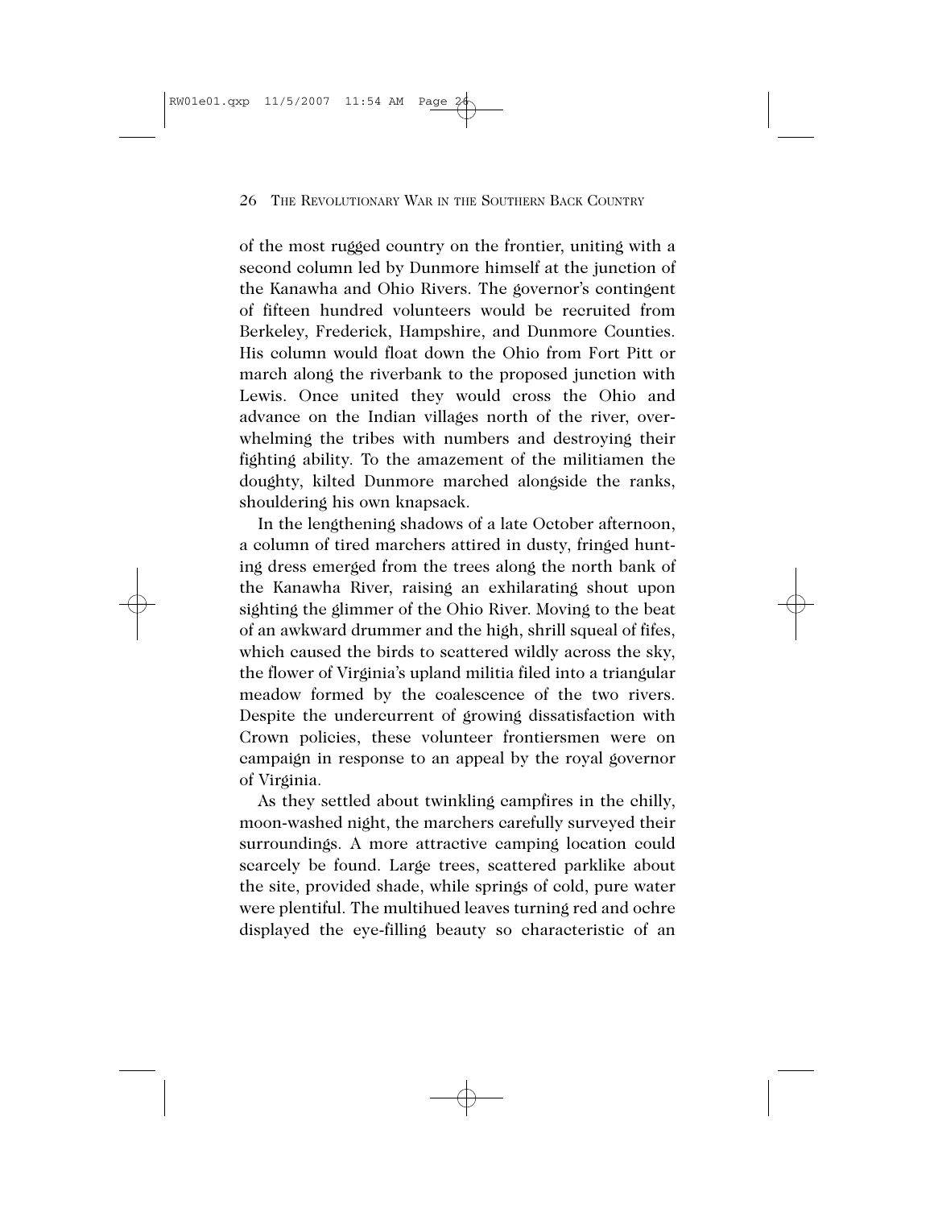of the most rugged country on the frontier, uniting with a second column led by Dunmore himself at the junction of the Kanawha and Ohio Rivers. The governor's contingent of fifteen hundred volunteers would be recruited from Berkeley, Frederick, Hampshire, and Dunmore Counties. His column would float down the Ohio from Fort Pitt or march along the riverbank to the proposed junction with Lewis. Once united they would cross the Ohio and advance on the Indian villages north of the river, overwhelming the tribes with numbers and destroying their fighting ability. To the amazement of the militiamen the doughty, kilted Dunmore marched alongside the ranks, shouldering his own knapsack.

In the lengthening shadows of a late October afternoon, a column of tired marchers attired in dusty, fringed hunting dress emerged from the trees along the north bank of the Kanawha River, raising an exhilarating shout upon sighting the glimmer of the Ohio River. Moving to the beat of an awkward drummer and the high, shrill squeal of fifes, which caused the birds to scattered wildly across the sky, the flower of Virginia's upland militia filed into a triangular meadow formed by the coalescence of the two rivers. Despite the undercurrent of growing dissatisfaction with Crown policies, these volunteer frontiersmen were on campaign in response to an appeal by the royal governor of Virginia.

As they settled about twinkling campfires in the chilly, moon-washed night, the marchers carefully surveyed their surroundings. A more attractive camping location could scarcely be found. Large trees, scattered parklike about the site, provided shade, while springs of cold, pure water were plentiful. The multihued leaves turning red and ochre displayed the eye-filling beauty so characteristic of an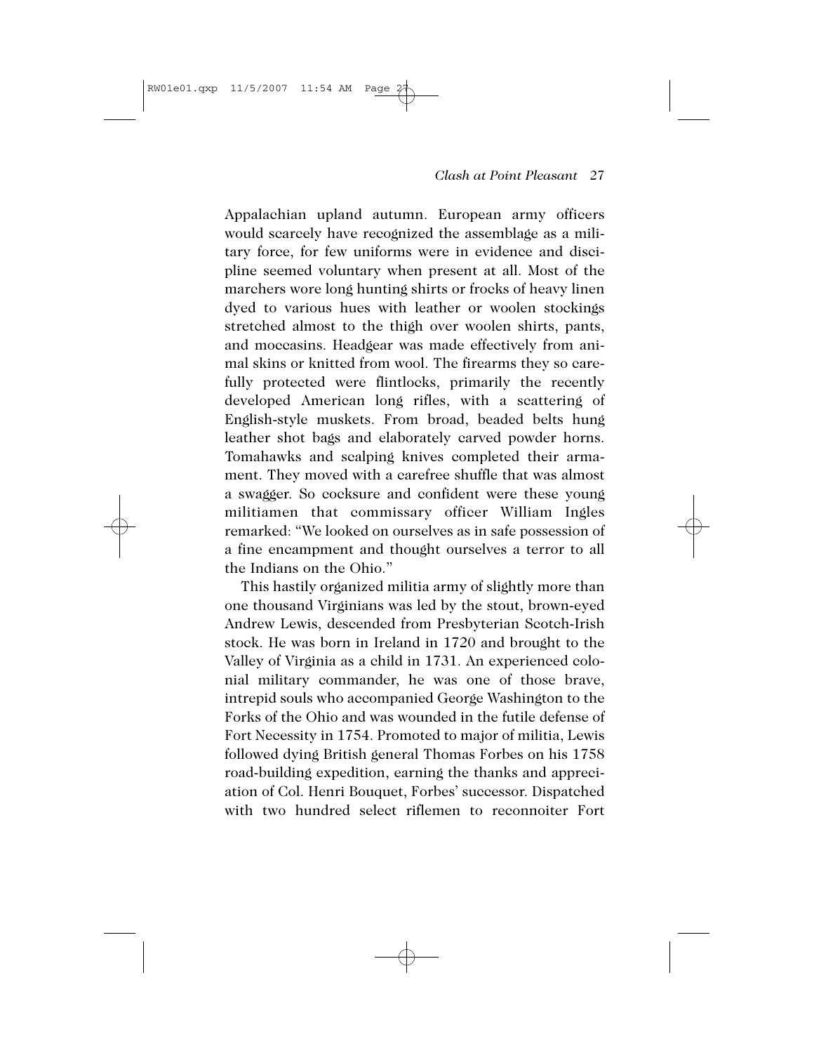Appalachian upland autumn. European army officers would scarcely have recognized the assemblage as a military force, for few uniforms were in evidence and discipline seemed voluntary when present at all. Most of the marchers wore long hunting shirts or frocks of heavy linen dyed to various hues with leather or woolen stockings stretched almost to the thigh over woolen shirts, pants, and moccasins. Headgear was made effectively from animal skins or knitted from wool. The firearms they so carefully protected were flintlocks, primarily the recently developed American long rifles, with a scattering of English-style muskets. From broad, beaded belts hung leather shot bags and elaborately carved powder horns. Tomahawks and scalping knives completed their armament. They moved with a carefree shuffle that was almost a swagger. So cocksure and confident were these young militiamen that commissary officer William Ingles remarked: "We looked on ourselves as in safe possession of a fine encampment and thought ourselves a terror to all the Indians on the Ohio."

This hastily organized militia army of slightly more than one thousand Virginians was led by the stout, brown-eyed Andrew Lewis, descended from Presbyterian Scotch-Irish stock. He was born in Ireland in 1720 and brought to the Valley of Virginia as a child in 1731. An experienced colonial military commander, he was one of those brave, intrepid souls who accompanied George Washington to the Forks of the Ohio and was wounded in the futile defense of Fort Necessity in 1754. Promoted to major of militia, Lewis followed dying British general Thomas Forbes on his 1758 road-building expedition, earning the thanks and appreciation of Col. Henri Bouquet, Forbes' successor. Dispatched with two hundred select riflemen to reconnoiter Fort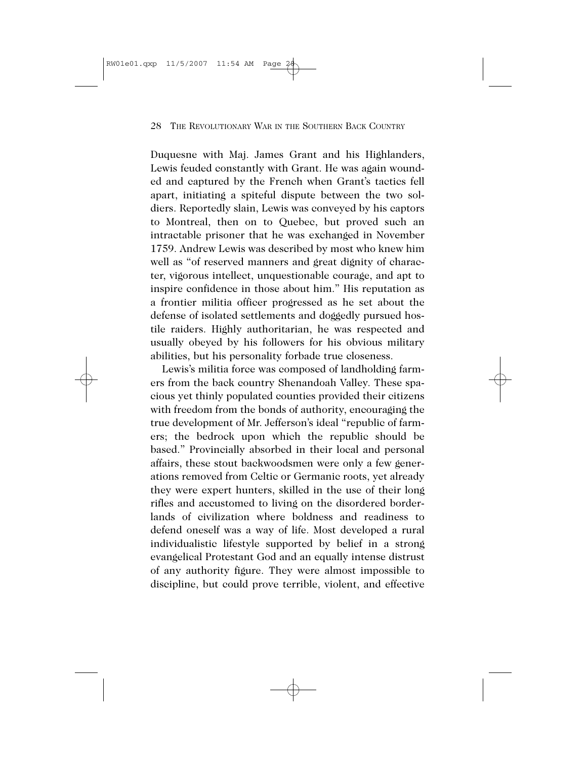Duquesne with Maj. James Grant and his Highlanders, Lewis feuded constantly with Grant. He was again wounded and captured by the French when Grant's tactics fell apart, initiating a spiteful dispute between the two soldiers. Reportedly slain, Lewis was conveyed by his captors to Montreal, then on to Quebec, but proved such an intractable prisoner that he was exchanged in November 1759. Andrew Lewis was described by most who knew him well as "of reserved manners and great dignity of character, vigorous intellect, unquestionable courage, and apt to inspire confidence in those about him." His reputation as a frontier militia officer progressed as he set about the defense of isolated settlements and doggedly pursued hostile raiders. Highly authoritarian, he was respected and usually obeyed by his followers for his obvious military abilities, but his personality forbade true closeness.

Lewis's militia force was composed of landholding farmers from the back country Shenandoah Valley. These spacious yet thinly populated counties provided their citizens with freedom from the bonds of authority, encouraging the true development of Mr. Jefferson's ideal "republic of farmers; the bedrock upon which the republic should be based." Provincially absorbed in their local and personal affairs, these stout backwoodsmen were only a few generations removed from Celtic or Germanic roots, yet already they were expert hunters, skilled in the use of their long rifles and accustomed to living on the disordered borderlands of civilization where boldness and readiness to defend oneself was a way of life. Most developed a rural individualistic lifestyle supported by belief in a strong evangelical Protestant God and an equally intense distrust of any authority figure. They were almost impossible to discipline, but could prove terrible, violent, and effective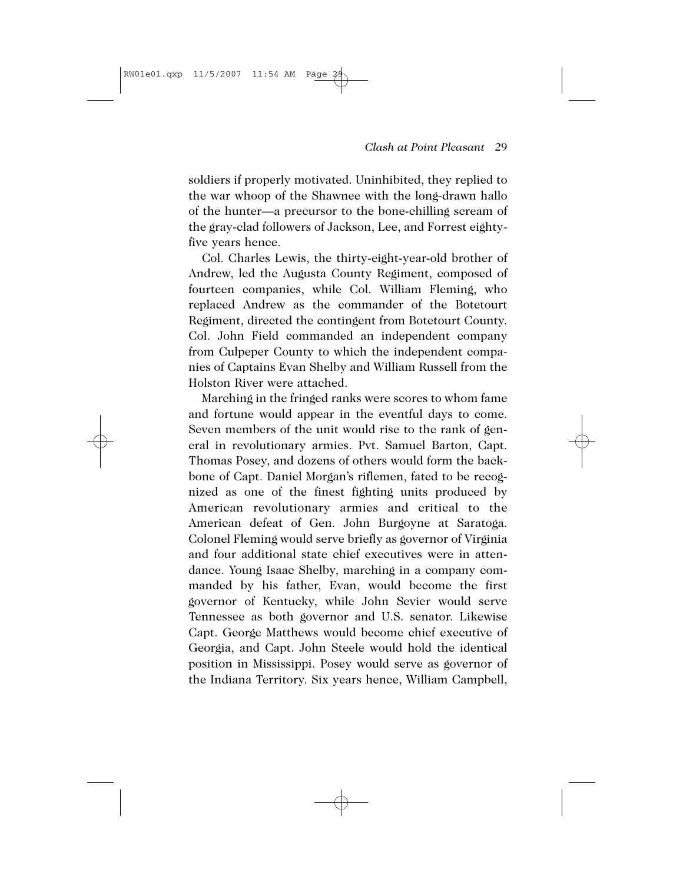soldiers if properly motivated. Uninhibited, they replied to the war whoop of the Shawnee with the long-drawn hallo of the hunter—a precursor to the bone-chilling scream of the gray-clad followers of Jackson, Lee, and Forrest eighty-five years hence.

Col. Charles Lewis, the thirty-eight-year-old brother of Andrew, led the Augusta County Regiment, composed of fourteen companies, while Col. William Fleming, who replaced Andrew as the commander of the Botetourt Regiment, directed the contingent from Botetourt County. Col. John Field commanded an independent company from Culpeper County to which the independent companies of Captains Evan Shelby and William Russell from the Holston River were attached.

Marching in the fringed ranks were scores to whom fame and fortune would appear in the eventful days to come. Seven members of the unit would rise to the rank of general in revolutionary armies. Pvt. Samuel Barton, Capt. Thomas Posey, and dozens of others would form the backbone of Capt. Daniel Morgan's riflemen, fated to be recognized as one of the finest fighting units produced by American revolutionary armies and critical to the American defeat of Gen. John Burgoyne at Saratoga. Colonel Fleming would serve briefly as governor of Virginia and four additional state chief executives were in attendance. Young Isaac Shelby, marching in a company commanded by his father, Evan, would become the first governor of Kentucky, while John Sevier would serve Tennessee as both governor and U.S. senator. Likewise Capt. George Matthews would become chief executive of Georgia, and Capt. John Steele would hold the identical position in Mississippi. Posey would serve as governor of the Indiana Territory. Six years hence, William Campbell,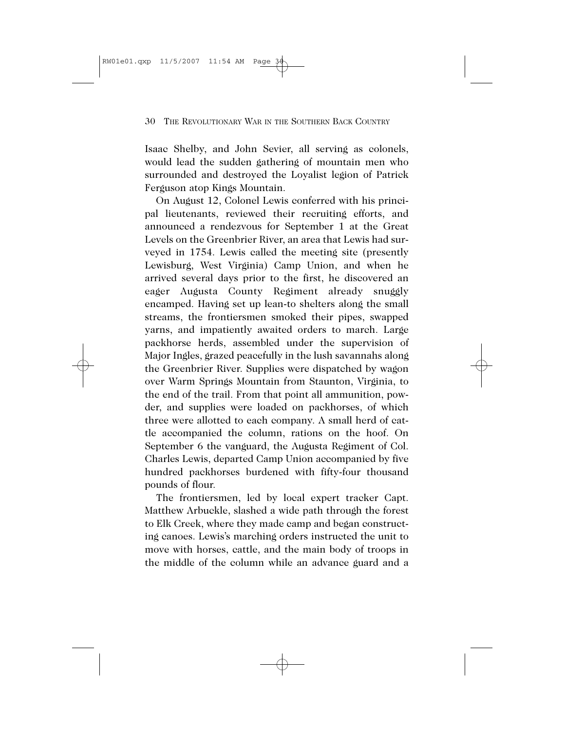Isaac Shelby, and John Sevier, all serving as colonels, would lead the sudden gathering of mountain men who surrounded and destroyed the Loyalist legion of Patrick Ferguson atop Kings Mountain.

On August 12, Colonel Lewis conferred with his principal lieutenants, reviewed their recruiting efforts, and announced a rendezvous for September 1 at the Great Levels on the Greenbrier River, an area that Lewis had surveyed in 1754. Lewis called the meeting site (presently Lewisburg, West Virginia) Camp Union, and when he arrived several days prior to the first, he discovered an eager Augusta County Regiment already snuggly encamped. Having set up lean-to shelters along the small streams, the frontiersmen smoked their pipes, swapped yarns, and impatiently awaited orders to march. Large packhorse herds, assembled under the supervision of Major Ingles, grazed peacefully in the lush savannahs along the Greenbrier River. Supplies were dispatched by wagon over Warm Springs Mountain from Staunton, Virginia, to the end of the trail. From that point all ammunition, powder, and supplies were loaded on packhorses, of which three were allotted to each company. A small herd of cattle accompanied the column, rations on the hoof. On September 6 the vanguard, the Augusta Regiment of Col. Charles Lewis, departed Camp Union accompanied by five hundred packhorses burdened with fifty-four thousand pounds of flour.

The frontiersmen, led by local expert tracker Capt. Matthew Arbuckle, slashed a wide path through the forest to Elk Creek, where they made camp and began constructing canoes. Lewis's marching orders instructed the unit to move with horses, cattle, and the main body of troops in the middle of the column while an advance guard and a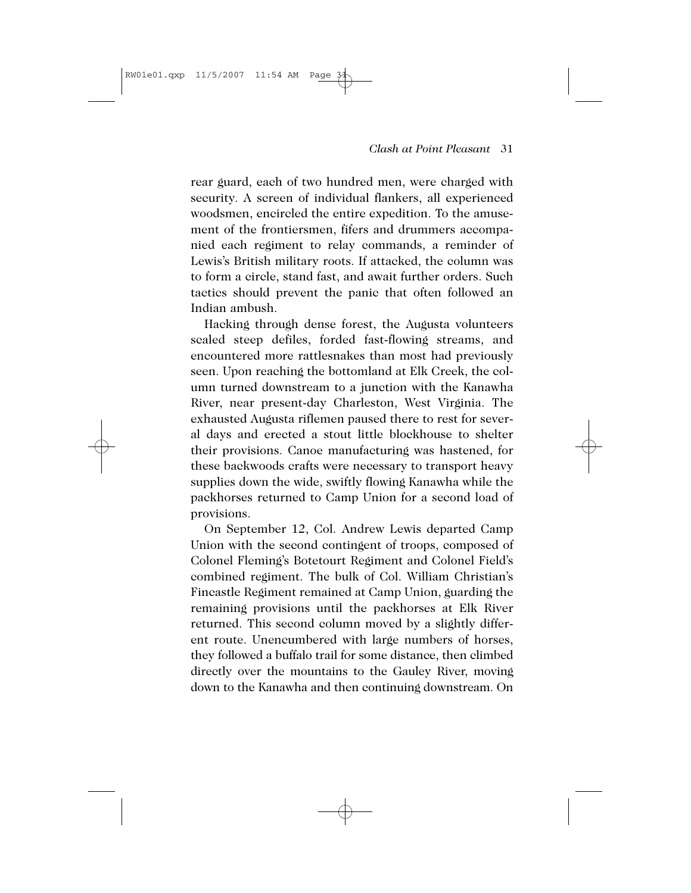rear guard, each of two hundred men, were charged with security. A screen of individual flankers, all experienced woodsmen, encircled the entire expedition. To the amusement of the frontiersmen, fifers and drummers accompanied each regiment to relay commands, a reminder of Lewis's British military roots. If attacked, the column was to form a circle, stand fast, and await further orders. Such tactics should prevent the panic that often followed an Indian ambush.

Hacking through dense forest, the Augusta volunteers scaled steep defiles, forded fast-flowing streams, and encountered more rattlesnakes than most had previously seen. Upon reaching the bottomland at Elk Creek, the column turned downstream to a junction with the Kanawha River, near present-day Charleston, West Virginia. The exhausted Augusta riflemen paused there to rest for several days and erected a stout little blockhouse to shelter their provisions. Canoe manufacturing was hastened, for these backwoods crafts were necessary to transport heavy supplies down the wide, swiftly flowing Kanawha while the packhorses returned to Camp Union for a second load of provisions.

On September 12, Col. Andrew Lewis departed Camp Union with the second contingent of troops, composed of Colonel Fleming's Botetourt Regiment and Colonel Field's combined regiment. The bulk of Col. William Christian's Fincastle Regiment remained at Camp Union, guarding the remaining provisions until the packhorses at Elk River returned. This second column moved by a slightly different route. Unencumbered with large numbers of horses, they followed a buffalo trail for some distance, then climbed directly over the mountains to the Gauley River, moving down to the Kanawha and then continuing downstream. On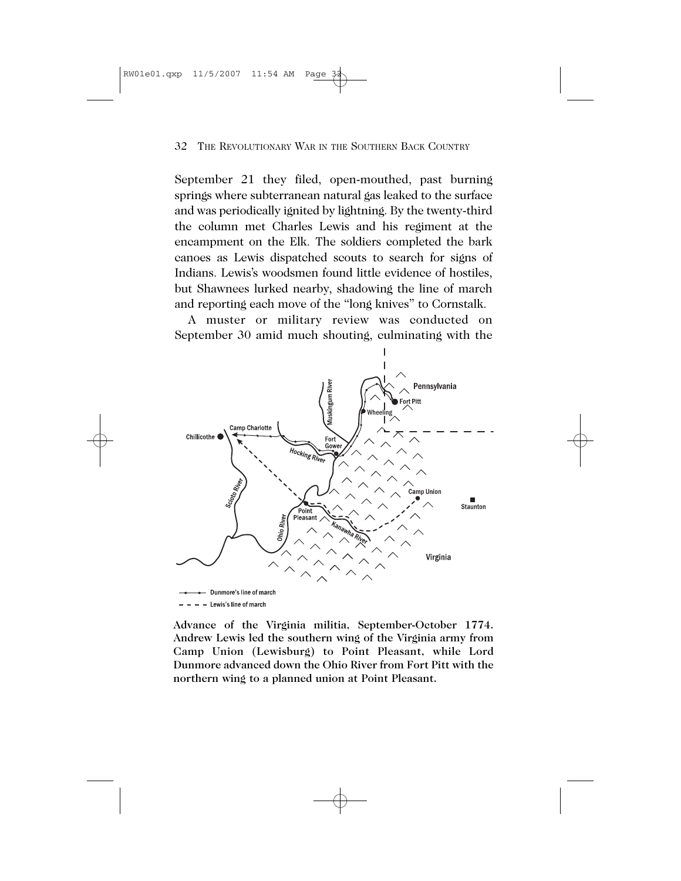September 21 they filed, open-mouthed, past burning springs where subterranean natural gas leaked to the surface and was periodically ignited by lightning. By the twenty-third the column met Charles Lewis and his regiment at the encampment on the Elk. The soldiers completed the bark canoes as Lewis dispatched scouts to search for signs of Indians. Lewis's woodsmen found little evidence of hostiles, but Shawnees lurked nearby, shadowing the line of march and reporting each move of the "long knives" to Cornstalk.

A muster or military review was conducted on September 30 amid much shouting, culminating with the

**Advance of the Virginia militia, September-October 1774. Andrew Lewis led the southern wing of the Virginia army from Camp Union (Lewisburg) to Point Pleasant, while Lord Dunmore advanced down the Ohio River from Fort Pitt with the northern wing to a planned union at Point Pleasant.**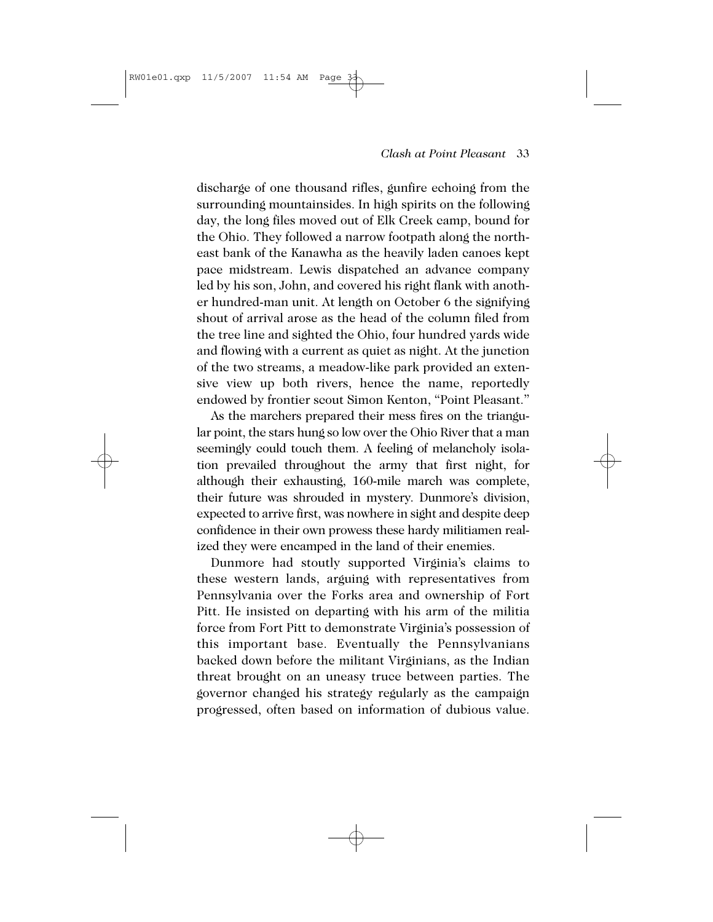discharge of one thousand rifles, gunfire echoing from the surrounding mountainsides. In high spirits on the following day, the long files moved out of Elk Creek camp, bound for the Ohio. They followed a narrow footpath along the northeast bank of the Kanawha as the heavily laden canoes kept pace midstream. Lewis dispatched an advance company led by his son, John, and covered his right flank with another hundred-man unit. At length on October 6 the signifying shout of arrival arose as the head of the column filed from the tree line and sighted the Ohio, four hundred yards wide and flowing with a current as quiet as night. At the junction of the two streams, a meadow-like park provided an extensive view up both rivers, hence the name, reportedly endowed by frontier scout Simon Kenton, "Point Pleasant."

As the marchers prepared their mess fires on the triangular point, the stars hung so low over the Ohio River that a man seemingly could touch them. A feeling of melancholy isolation prevailed throughout the army that first night, for although their exhausting, 160-mile march was complete, their future was shrouded in mystery. Dunmore's division, expected to arrive first, was nowhere in sight and despite deep confidence in their own prowess these hardy militiamen realized they were encamped in the land of their enemies.

Dunmore had stoutly supported Virginia's claims to these western lands, arguing with representatives from Pennsylvania over the Forks area and ownership of Fort Pitt. He insisted on departing with his arm of the militia force from Fort Pitt to demonstrate Virginia's possession of this important base. Eventually the Pennsylvanians backed down before the militant Virginians, as the Indian threat brought on an uneasy truce between parties. The governor changed his strategy regularly as the campaign progressed, often based on information of dubious value.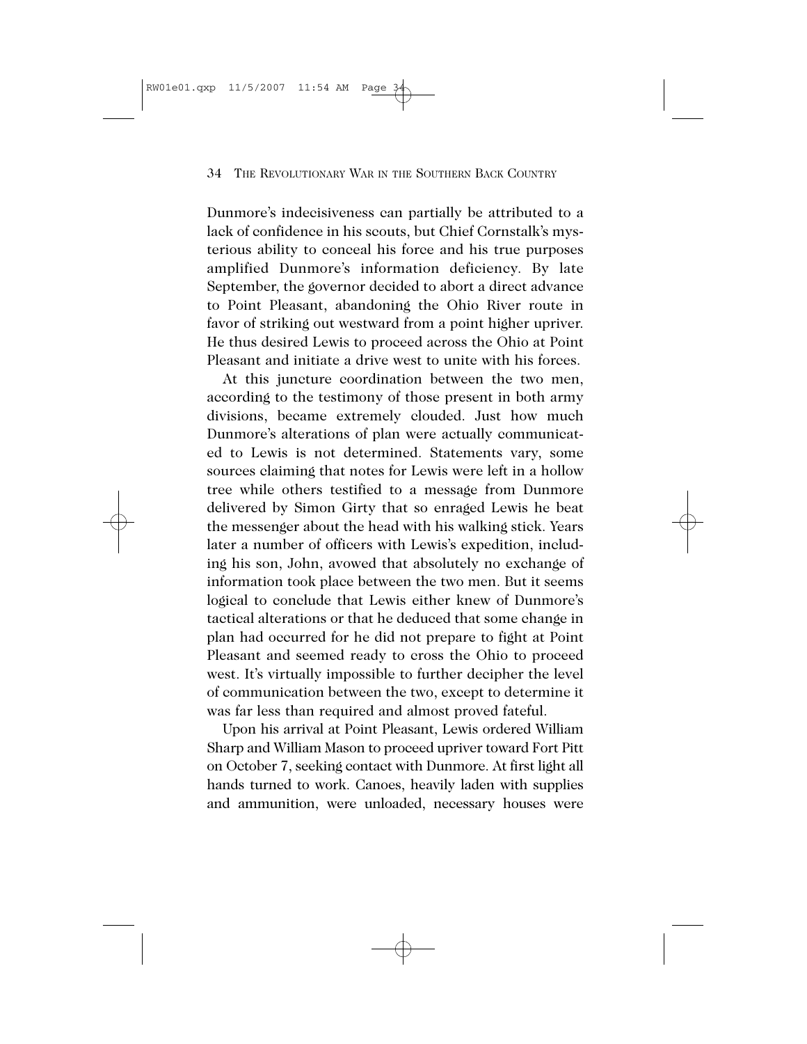Dunmore's indecisiveness can partially be attributed to a lack of confidence in his scouts, but Chief Cornstalk's mysterious ability to conceal his force and his true purposes amplified Dunmore's information deficiency. By late September, the governor decided to abort a direct advance to Point Pleasant, abandoning the Ohio River route in favor of striking out westward from a point higher upriver. He thus desired Lewis to proceed across the Ohio at Point Pleasant and initiate a drive west to unite with his forces.

At this juncture coordination between the two men, according to the testimony of those present in both army divisions, became extremely clouded. Just how much Dunmore's alterations of plan were actually communicated to Lewis is not determined. Statements vary, some sources claiming that notes for Lewis were left in a hollow tree while others testified to a message from Dunmore delivered by Simon Girty that so enraged Lewis he beat the messenger about the head with his walking stick. Years later a number of officers with Lewis's expedition, including his son, John, avowed that absolutely no exchange of information took place between the two men. But it seems logical to conclude that Lewis either knew of Dunmore's tactical alterations or that he deduced that some change in plan had occurred for he did not prepare to fight at Point Pleasant and seemed ready to cross the Ohio to proceed west. It's virtually impossible to further decipher the level of communication between the two, except to determine it was far less than required and almost proved fateful.

Upon his arrival at Point Pleasant, Lewis ordered William Sharp and William Mason to proceed upriver toward Fort Pitt on October 7, seeking contact with Dunmore. At first light all hands turned to work. Canoes, heavily laden with supplies and ammunition, were unloaded, necessary houses were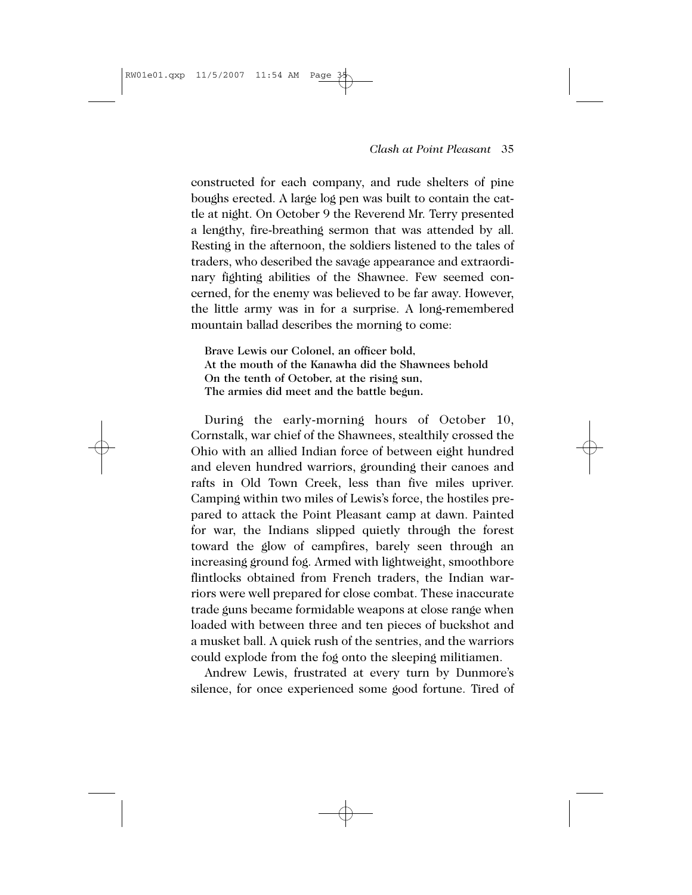constructed for each company, and rude shelters of pine boughs erected. A large log pen was built to contain the cattle at night. On October 9 the Reverend Mr. Terry presented a lengthy, fire-breathing sermon that was attended by all. Resting in the afternoon, the soldiers listened to the tales of traders, who described the savage appearance and extraordinary fighting abilities of the Shawnee. Few seemed concerned, for the enemy was believed to be far away. However, the little army was in for a surprise. A long-remembered mountain ballad describes the morning to come:

> **Brave Lewis our Colonel, an officer bold,**
> **At the mouth of the Kanawha did the Shawnees behold**
> **On the tenth of October, at the rising sun,**
> **The armies did meet and the battle begun.**

During the early-morning hours of October 10, Cornstalk, war chief of the Shawnees, stealthily crossed the Ohio with an allied Indian force of between eight hundred and eleven hundred warriors, grounding their canoes and rafts in Old Town Creek, less than five miles upriver. Camping within two miles of Lewis's force, the hostiles prepared to attack the Point Pleasant camp at dawn. Painted for war, the Indians slipped quietly through the forest toward the glow of campfires, barely seen through an increasing ground fog. Armed with lightweight, smoothbore flintlocks obtained from French traders, the Indian warriors were well prepared for close combat. These inaccurate trade guns became formidable weapons at close range when loaded with between three and ten pieces of buckshot and a musket ball. A quick rush of the sentries, and the warriors could explode from the fog onto the sleeping militiamen.

Andrew Lewis, frustrated at every turn by Dunmore's silence, for once experienced some good fortune. Tired of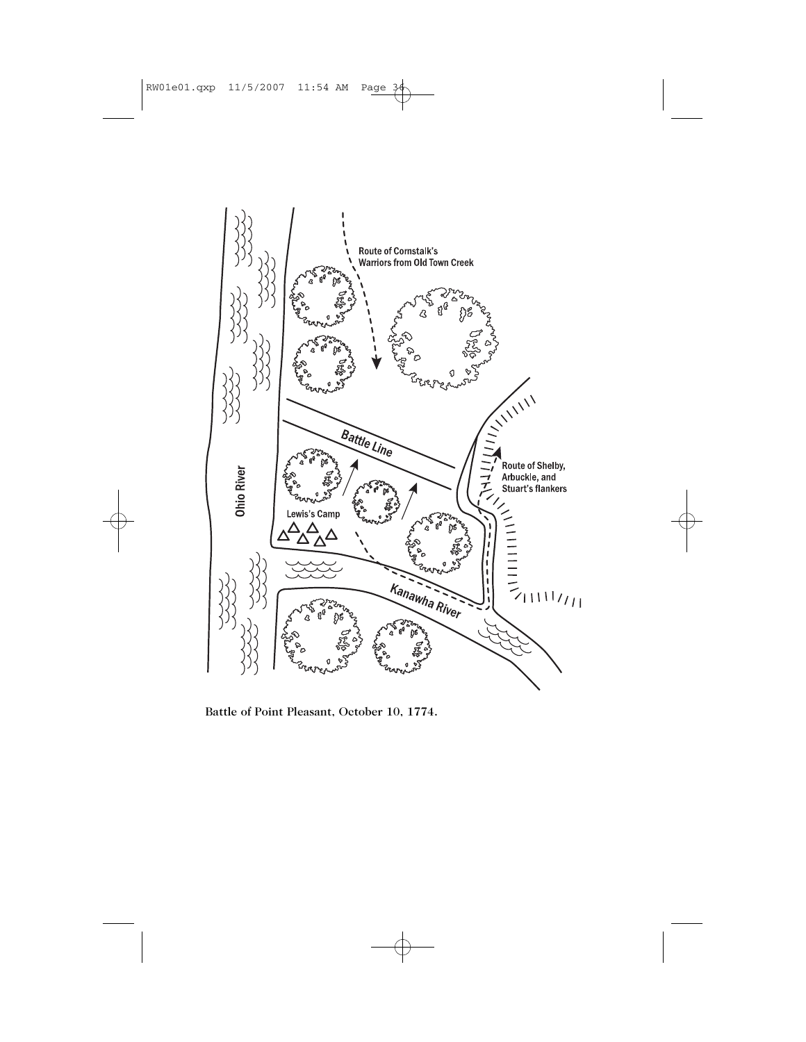Battle of Point Pleasant, October 10, 1774.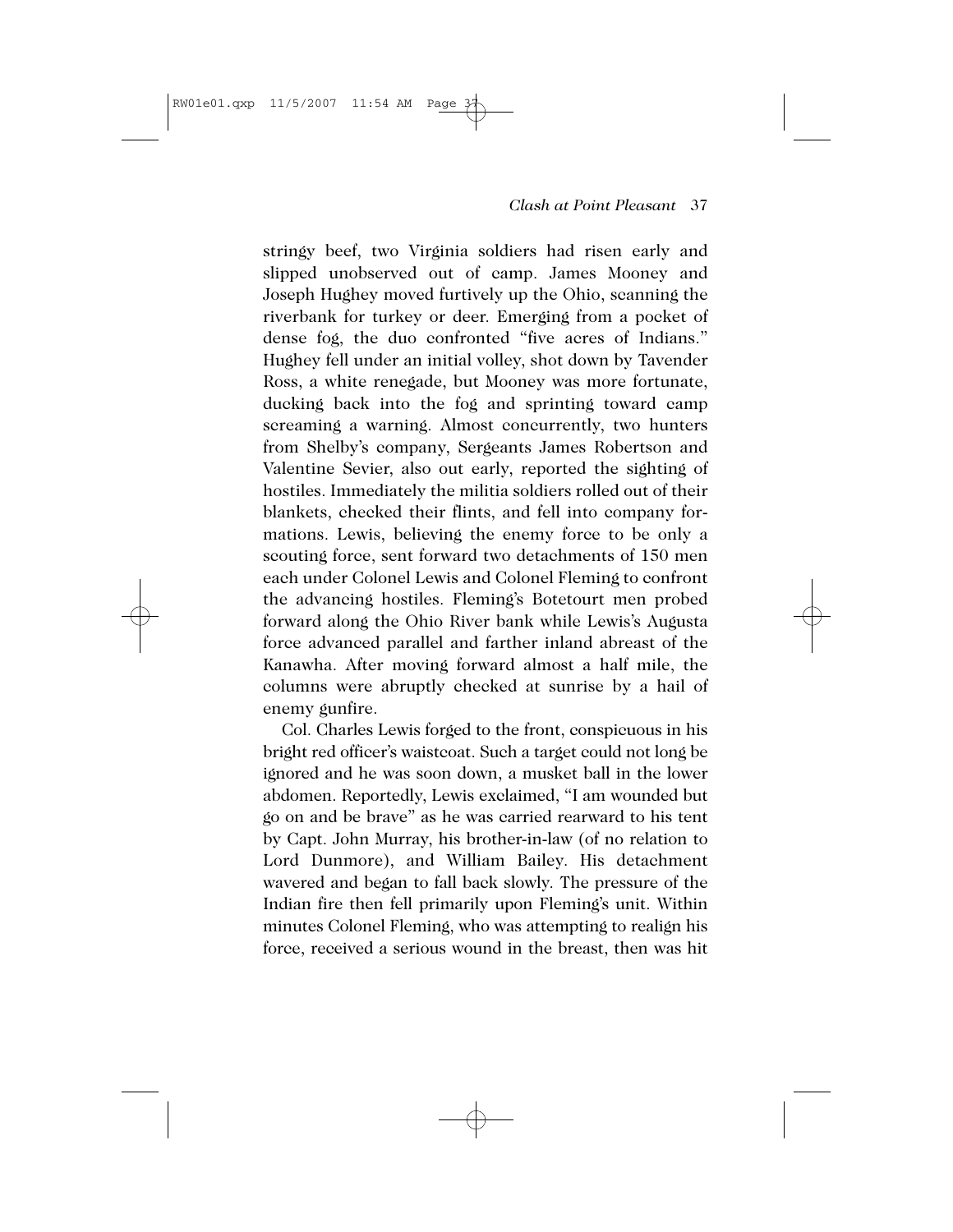stringy beef, two Virginia soldiers had risen early and slipped unobserved out of camp. James Mooney and Joseph Hughey moved furtively up the Ohio, scanning the riverbank for turkey or deer. Emerging from a pocket of dense fog, the duo confronted "five acres of Indians." Hughey fell under an initial volley, shot down by Tavender Ross, a white renegade, but Mooney was more fortunate, ducking back into the fog and sprinting toward camp screaming a warning. Almost concurrently, two hunters from Shelby's company, Sergeants James Robertson and Valentine Sevier, also out early, reported the sighting of hostiles. Immediately the militia soldiers rolled out of their blankets, checked their flints, and fell into company formations. Lewis, believing the enemy force to be only a scouting force, sent forward two detachments of 150 men each under Colonel Lewis and Colonel Fleming to confront the advancing hostiles. Fleming's Botetourt men probed forward along the Ohio River bank while Lewis's Augusta force advanced parallel and farther inland abreast of the Kanawha. After moving forward almost a half mile, the columns were abruptly checked at sunrise by a hail of enemy gunfire.

Col. Charles Lewis forged to the front, conspicuous in his bright red officer's waistcoat. Such a target could not long be ignored and he was soon down, a musket ball in the lower abdomen. Reportedly, Lewis exclaimed, "I am wounded but go on and be brave" as he was carried rearward to his tent by Capt. John Murray, his brother-in-law (of no relation to Lord Dunmore), and William Bailey. His detachment wavered and began to fall back slowly. The pressure of the Indian fire then fell primarily upon Fleming's unit. Within minutes Colonel Fleming, who was attempting to realign his force, received a serious wound in the breast, then was hit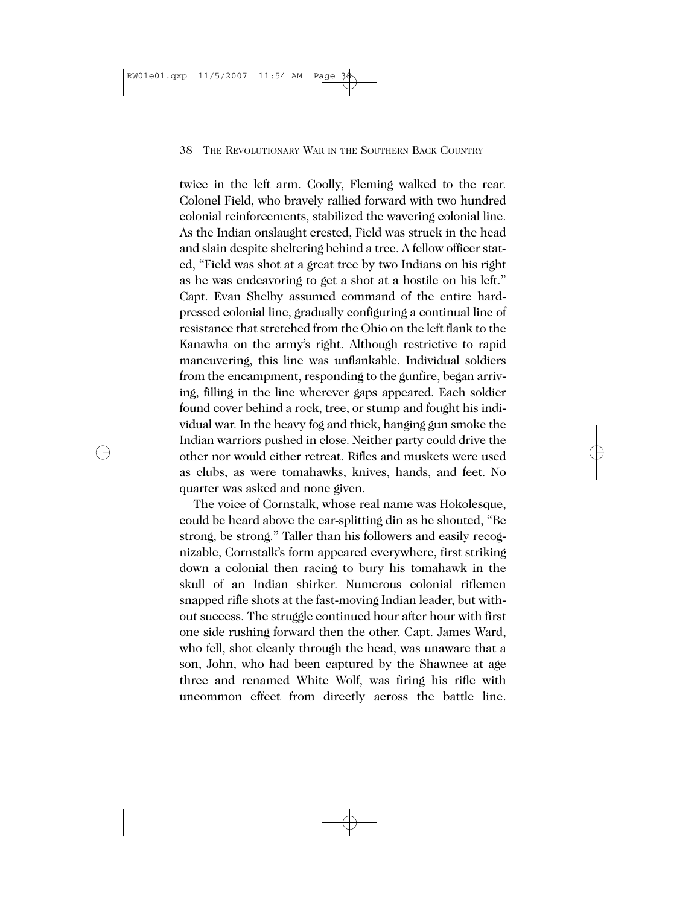twice in the left arm. Coolly, Fleming walked to the rear. Colonel Field, who bravely rallied forward with two hundred colonial reinforcements, stabilized the wavering colonial line. As the Indian onslaught crested, Field was struck in the head and slain despite sheltering behind a tree. A fellow officer stated, "Field was shot at a great tree by two Indians on his right as he was endeavoring to get a shot at a hostile on his left." Capt. Evan Shelby assumed command of the entire hard-pressed colonial line, gradually configuring a continual line of resistance that stretched from the Ohio on the left flank to the Kanawha on the army's right. Although restrictive to rapid maneuvering, this line was unflankable. Individual soldiers from the encampment, responding to the gunfire, began arriving, filling in the line wherever gaps appeared. Each soldier found cover behind a rock, tree, or stump and fought his individual war. In the heavy fog and thick, hanging gun smoke the Indian warriors pushed in close. Neither party could drive the other nor would either retreat. Rifles and muskets were used as clubs, as were tomahawks, knives, hands, and feet. No quarter was asked and none given.

The voice of Cornstalk, whose real name was Hokolesque, could be heard above the ear-splitting din as he shouted, "Be strong, be strong." Taller than his followers and easily recognizable, Cornstalk's form appeared everywhere, first striking down a colonial then racing to bury his tomahawk in the skull of an Indian shirker. Numerous colonial riflemen snapped rifle shots at the fast-moving Indian leader, but without success. The struggle continued hour after hour with first one side rushing forward then the other. Capt. James Ward, who fell, shot cleanly through the head, was unaware that a son, John, who had been captured by the Shawnee at age three and renamed White Wolf, was firing his rifle with uncommon effect from directly across the battle line.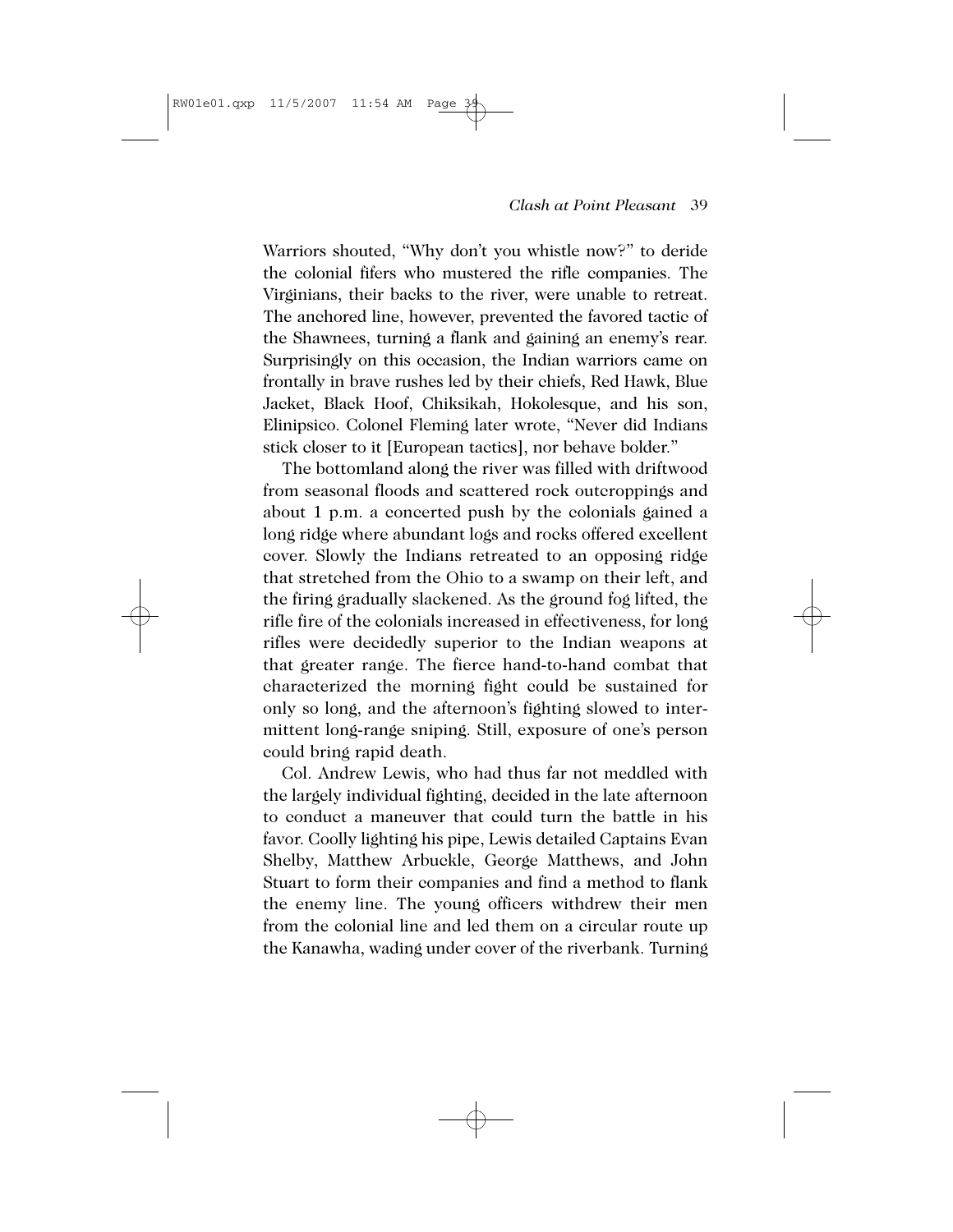Warriors shouted, "Why don't you whistle now?" to deride the colonial fifers who mustered the rifle companies. The Virginians, their backs to the river, were unable to retreat. The anchored line, however, prevented the favored tactic of the Shawnees, turning a flank and gaining an enemy's rear. Surprisingly on this occasion, the Indian warriors came on frontally in brave rushes led by their chiefs, Red Hawk, Blue Jacket, Black Hoof, Chiksikah, Hokolesque, and his son, Elinipsico. Colonel Fleming later wrote, "Never did Indians stick closer to it [European tactics], nor behave bolder."

The bottomland along the river was filled with driftwood from seasonal floods and scattered rock outcroppings and about 1 p.m. a concerted push by the colonials gained a long ridge where abundant logs and rocks offered excellent cover. Slowly the Indians retreated to an opposing ridge that stretched from the Ohio to a swamp on their left, and the firing gradually slackened. As the ground fog lifted, the rifle fire of the colonials increased in effectiveness, for long rifles were decidedly superior to the Indian weapons at that greater range. The fierce hand-to-hand combat that characterized the morning fight could be sustained for only so long, and the afternoon's fighting slowed to intermittent long-range sniping. Still, exposure of one's person could bring rapid death.

Col. Andrew Lewis, who had thus far not meddled with the largely individual fighting, decided in the late afternoon to conduct a maneuver that could turn the battle in his favor. Coolly lighting his pipe, Lewis detailed Captains Evan Shelby, Matthew Arbuckle, George Matthews, and John Stuart to form their companies and find a method to flank the enemy line. The young officers withdrew their men from the colonial line and led them on a circular route up the Kanawha, wading under cover of the riverbank. Turning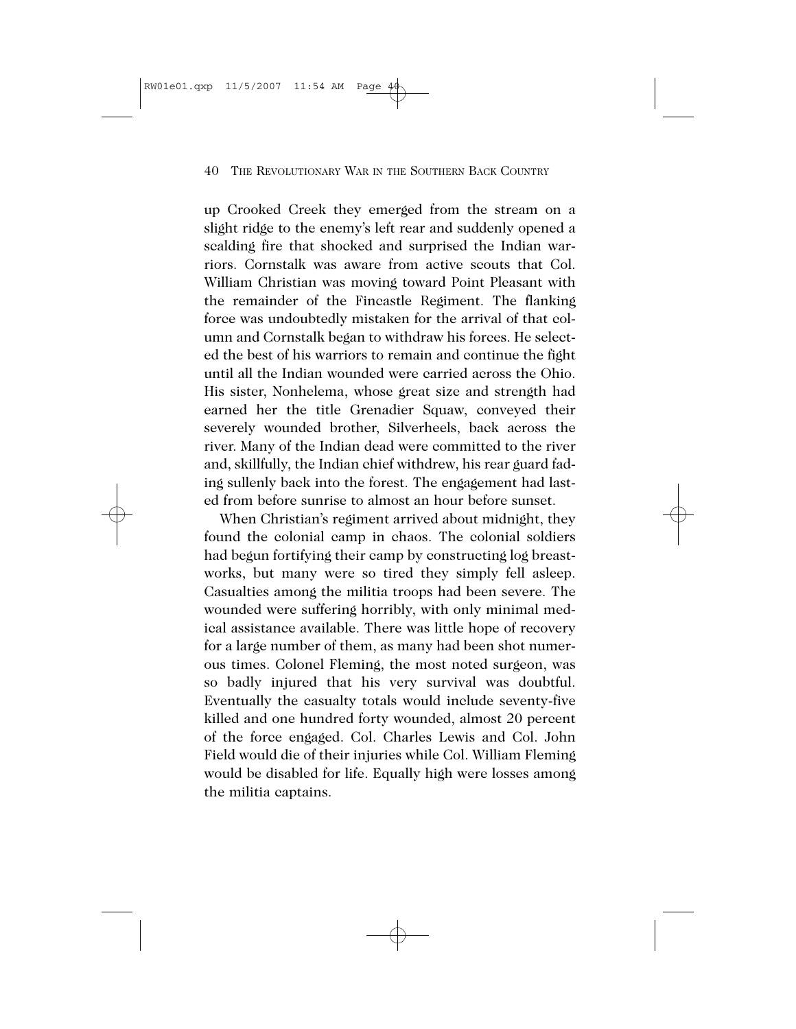up Crooked Creek they emerged from the stream on a slight ridge to the enemy's left rear and suddenly opened a scalding fire that shocked and surprised the Indian warriors. Cornstalk was aware from active scouts that Col. William Christian was moving toward Point Pleasant with the remainder of the Fincastle Regiment. The flanking force was undoubtedly mistaken for the arrival of that column and Cornstalk began to withdraw his forces. He selected the best of his warriors to remain and continue the fight until all the Indian wounded were carried across the Ohio. His sister, Nonhelema, whose great size and strength had earned her the title Grenadier Squaw, conveyed their severely wounded brother, Silverheels, back across the river. Many of the Indian dead were committed to the river and, skillfully, the Indian chief withdrew, his rear guard fading sullenly back into the forest. The engagement had lasted from before sunrise to almost an hour before sunset.

When Christian's regiment arrived about midnight, they found the colonial camp in chaos. The colonial soldiers had begun fortifying their camp by constructing log breastworks, but many were so tired they simply fell asleep. Casualties among the militia troops had been severe. The wounded were suffering horribly, with only minimal medical assistance available. There was little hope of recovery for a large number of them, as many had been shot numerous times. Colonel Fleming, the most noted surgeon, was so badly injured that his very survival was doubtful. Eventually the casualty totals would include seventy-five killed and one hundred forty wounded, almost 20 percent of the force engaged. Col. Charles Lewis and Col. John Field would die of their injuries while Col. William Fleming would be disabled for life. Equally high were losses among the militia captains.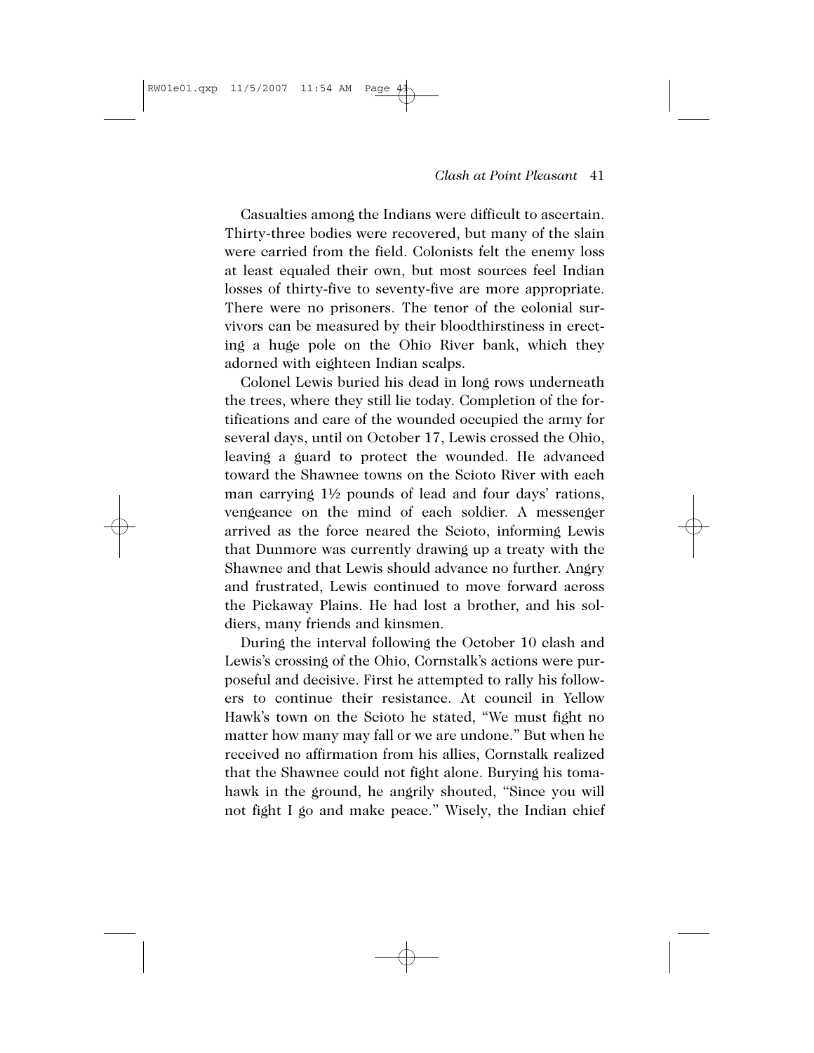Casualties among the Indians were difficult to ascertain. Thirty-three bodies were recovered, but many of the slain were carried from the field. Colonists felt the enemy loss at least equaled their own, but most sources feel Indian losses of thirty-five to seventy-five are more appropriate. There were no prisoners. The tenor of the colonial survivors can be measured by their bloodthirstiness in erecting a huge pole on the Ohio River bank, which they adorned with eighteen Indian scalps.

Colonel Lewis buried his dead in long rows underneath the trees, where they still lie today. Completion of the fortifications and care of the wounded occupied the army for several days, until on October 17, Lewis crossed the Ohio, leaving a guard to protect the wounded. He advanced toward the Shawnee towns on the Scioto River with each man carrying 1½ pounds of lead and four days' rations, vengeance on the mind of each soldier. A messenger arrived as the force neared the Scioto, informing Lewis that Dunmore was currently drawing up a treaty with the Shawnee and that Lewis should advance no further. Angry and frustrated, Lewis continued to move forward across the Pickaway Plains. He had lost a brother, and his soldiers, many friends and kinsmen.

During the interval following the October 10 clash and Lewis's crossing of the Ohio, Cornstalk's actions were purposeful and decisive. First he attempted to rally his followers to continue their resistance. At council in Yellow Hawk's town on the Scioto he stated, "We must fight no matter how many may fall or we are undone." But when he received no affirmation from his allies, Cornstalk realized that the Shawnee could not fight alone. Burying his tomahawk in the ground, he angrily shouted, "Since you will not fight I go and make peace." Wisely, the Indian chief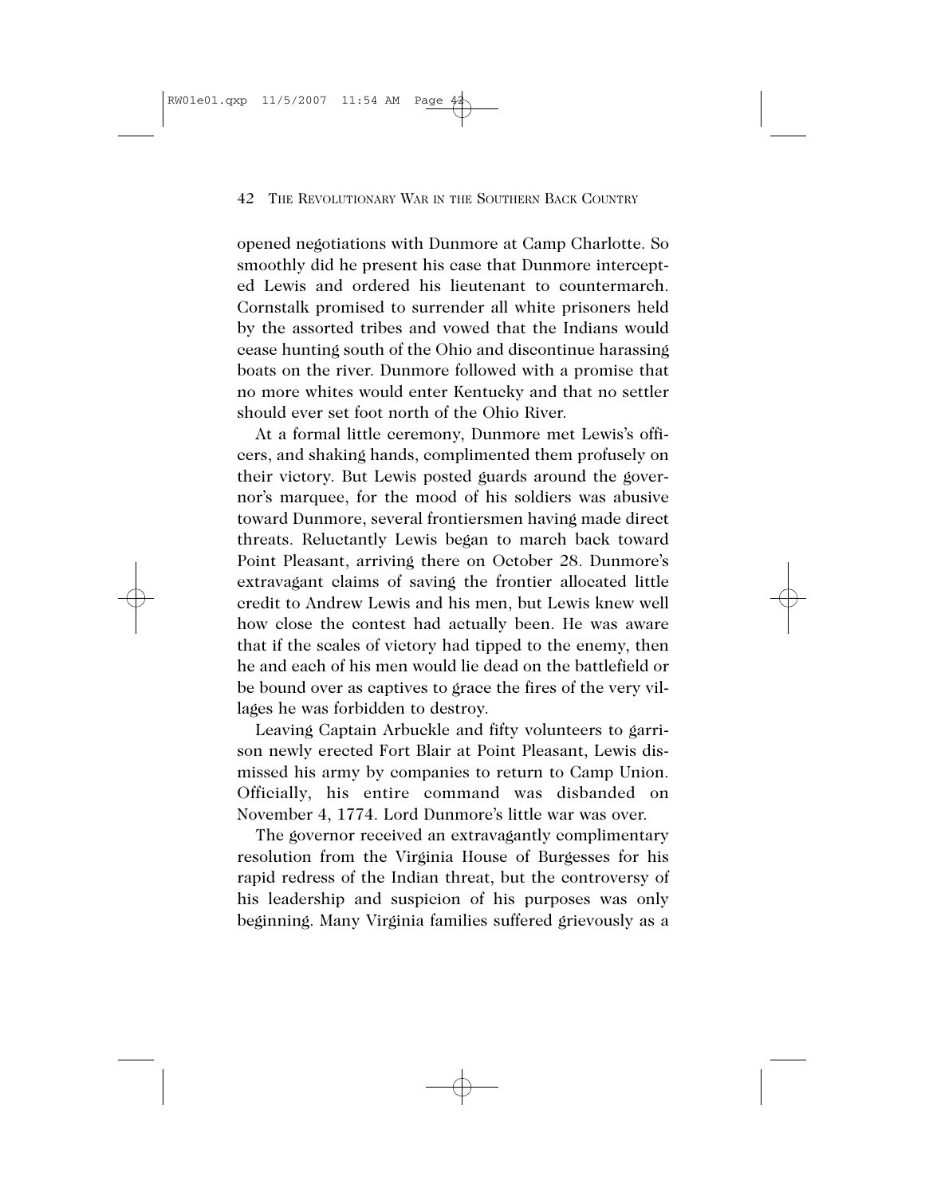opened negotiations with Dunmore at Camp Charlotte. So smoothly did he present his case that Dunmore intercepted Lewis and ordered his lieutenant to countermarch. Cornstalk promised to surrender all white prisoners held by the assorted tribes and vowed that the Indians would cease hunting south of the Ohio and discontinue harassing boats on the river. Dunmore followed with a promise that no more whites would enter Kentucky and that no settler should ever set foot north of the Ohio River.

At a formal little ceremony, Dunmore met Lewis's officers, and shaking hands, complimented them profusely on their victory. But Lewis posted guards around the governor's marquee, for the mood of his soldiers was abusive toward Dunmore, several frontiersmen having made direct threats. Reluctantly Lewis began to march back toward Point Pleasant, arriving there on October 28. Dunmore's extravagant claims of saving the frontier allocated little credit to Andrew Lewis and his men, but Lewis knew well how close the contest had actually been. He was aware that if the scales of victory had tipped to the enemy, then he and each of his men would lie dead on the battlefield or be bound over as captives to grace the fires of the very villages he was forbidden to destroy.

Leaving Captain Arbuckle and fifty volunteers to garrison newly erected Fort Blair at Point Pleasant, Lewis dismissed his army by companies to return to Camp Union. Officially, his entire command was disbanded on November 4, 1774. Lord Dunmore's little war was over.

The governor received an extravagantly complimentary resolution from the Virginia House of Burgesses for his rapid redress of the Indian threat, but the controversy of his leadership and suspicion of his purposes was only beginning. Many Virginia families suffered grievously as a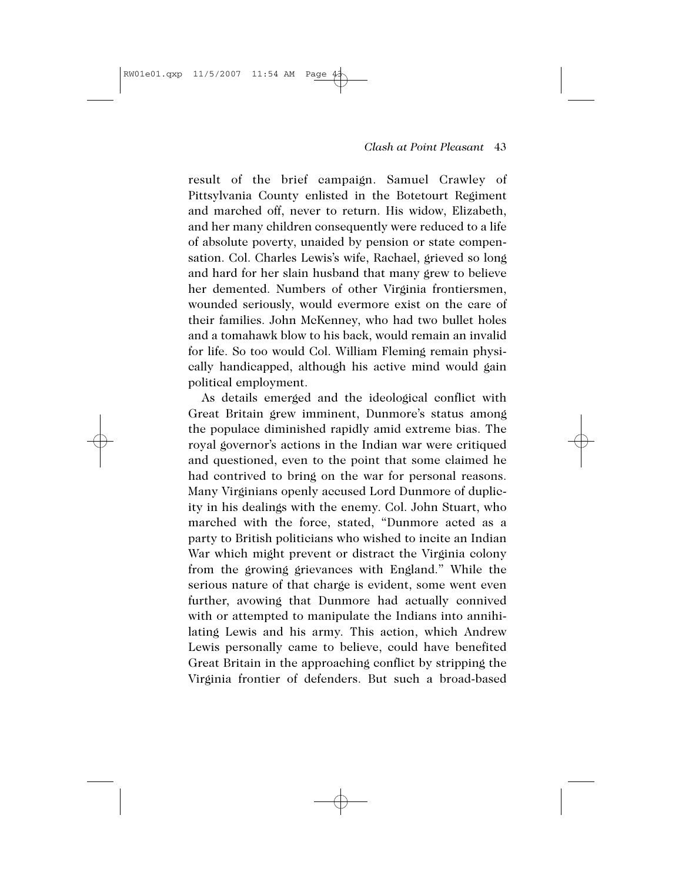result of the brief campaign. Samuel Crawley of Pittsylvania County enlisted in the Botetourt Regiment and marched off, never to return. His widow, Elizabeth, and her many children consequently were reduced to a life of absolute poverty, unaided by pension or state compensation. Col. Charles Lewis's wife, Rachael, grieved so long and hard for her slain husband that many grew to believe her demented. Numbers of other Virginia frontiersmen, wounded seriously, would evermore exist on the care of their families. John McKenney, who had two bullet holes and a tomahawk blow to his back, would remain an invalid for life. So too would Col. William Fleming remain physically handicapped, although his active mind would gain political employment.

As details emerged and the ideological conflict with Great Britain grew imminent, Dunmore's status among the populace diminished rapidly amid extreme bias. The royal governor's actions in the Indian war were critiqued and questioned, even to the point that some claimed he had contrived to bring on the war for personal reasons. Many Virginians openly accused Lord Dunmore of duplicity in his dealings with the enemy. Col. John Stuart, who marched with the force, stated, "Dunmore acted as a party to British politicians who wished to incite an Indian War which might prevent or distract the Virginia colony from the growing grievances with England." While the serious nature of that charge is evident, some went even further, avowing that Dunmore had actually connived with or attempted to manipulate the Indians into annihilating Lewis and his army. This action, which Andrew Lewis personally came to believe, could have benefited Great Britain in the approaching conflict by stripping the Virginia frontier of defenders. But such a broad-based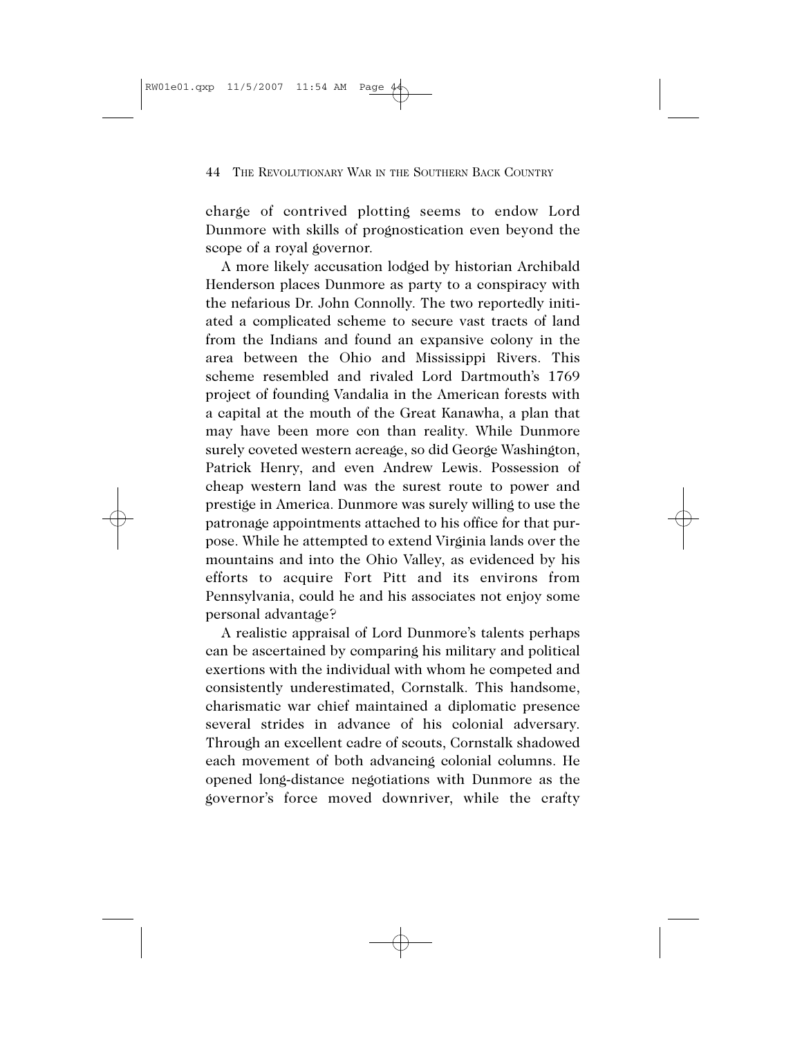charge of contrived plotting seems to endow Lord Dunmore with skills of prognostication even beyond the scope of a royal governor.

A more likely accusation lodged by historian Archibald Henderson places Dunmore as party to a conspiracy with the nefarious Dr. John Connolly. The two reportedly initiated a complicated scheme to secure vast tracts of land from the Indians and found an expansive colony in the area between the Ohio and Mississippi Rivers. This scheme resembled and rivaled Lord Dartmouth's 1769 project of founding Vandalia in the American forests with a capital at the mouth of the Great Kanawha, a plan that may have been more con than reality. While Dunmore surely coveted western acreage, so did George Washington, Patrick Henry, and even Andrew Lewis. Possession of cheap western land was the surest route to power and prestige in America. Dunmore was surely willing to use the patronage appointments attached to his office for that purpose. While he attempted to extend Virginia lands over the mountains and into the Ohio Valley, as evidenced by his efforts to acquire Fort Pitt and its environs from Pennsylvania, could he and his associates not enjoy some personal advantage?

A realistic appraisal of Lord Dunmore's talents perhaps can be ascertained by comparing his military and political exertions with the individual with whom he competed and consistently underestimated, Cornstalk. This handsome, charismatic war chief maintained a diplomatic presence several strides in advance of his colonial adversary. Through an excellent cadre of scouts, Cornstalk shadowed each movement of both advancing colonial columns. He opened long-distance negotiations with Dunmore as the governor's force moved downriver, while the crafty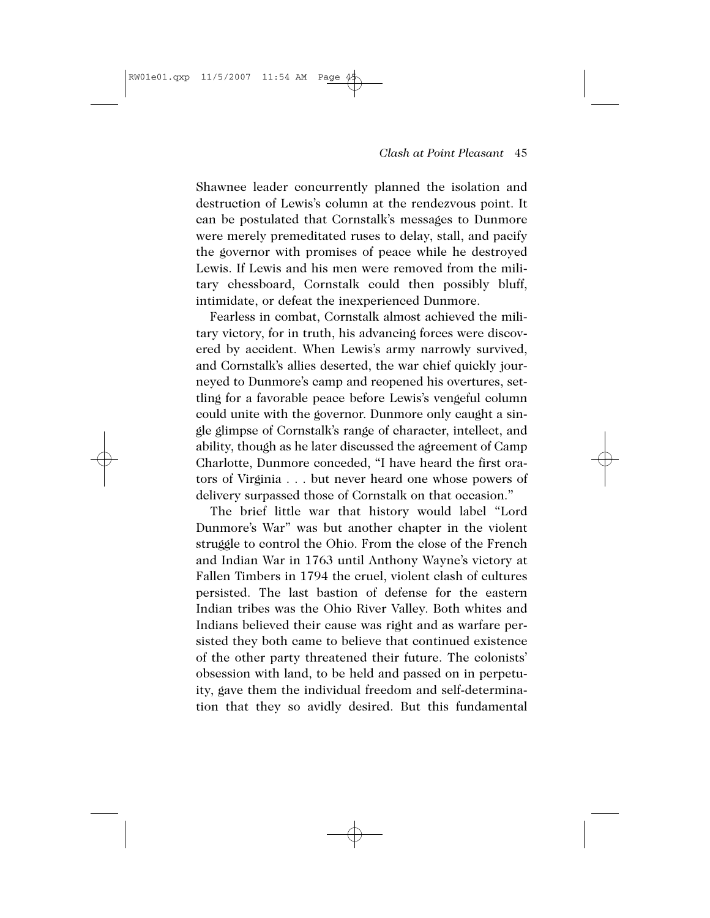Shawnee leader concurrently planned the isolation and destruction of Lewis's column at the rendezvous point. It can be postulated that Cornstalk's messages to Dunmore were merely premeditated ruses to delay, stall, and pacify the governor with promises of peace while he destroyed Lewis. If Lewis and his men were removed from the military chessboard, Cornstalk could then possibly bluff, intimidate, or defeat the inexperienced Dunmore.

Fearless in combat, Cornstalk almost achieved the military victory, for in truth, his advancing forces were discovered by accident. When Lewis's army narrowly survived, and Cornstalk's allies deserted, the war chief quickly journeyed to Dunmore's camp and reopened his overtures, settling for a favorable peace before Lewis's vengeful column could unite with the governor. Dunmore only caught a single glimpse of Cornstalk's range of character, intellect, and ability, though as he later discussed the agreement of Camp Charlotte, Dunmore conceded, "I have heard the first orators of Virginia . . . but never heard one whose powers of delivery surpassed those of Cornstalk on that occasion."

The brief little war that history would label "Lord Dunmore's War" was but another chapter in the violent struggle to control the Ohio. From the close of the French and Indian War in 1763 until Anthony Wayne's victory at Fallen Timbers in 1794 the cruel, violent clash of cultures persisted. The last bastion of defense for the eastern Indian tribes was the Ohio River Valley. Both whites and Indians believed their cause was right and as warfare persisted they both came to believe that continued existence of the other party threatened their future. The colonists' obsession with land, to be held and passed on in perpetuity, gave them the individual freedom and self-determination that they so avidly desired. But this fundamental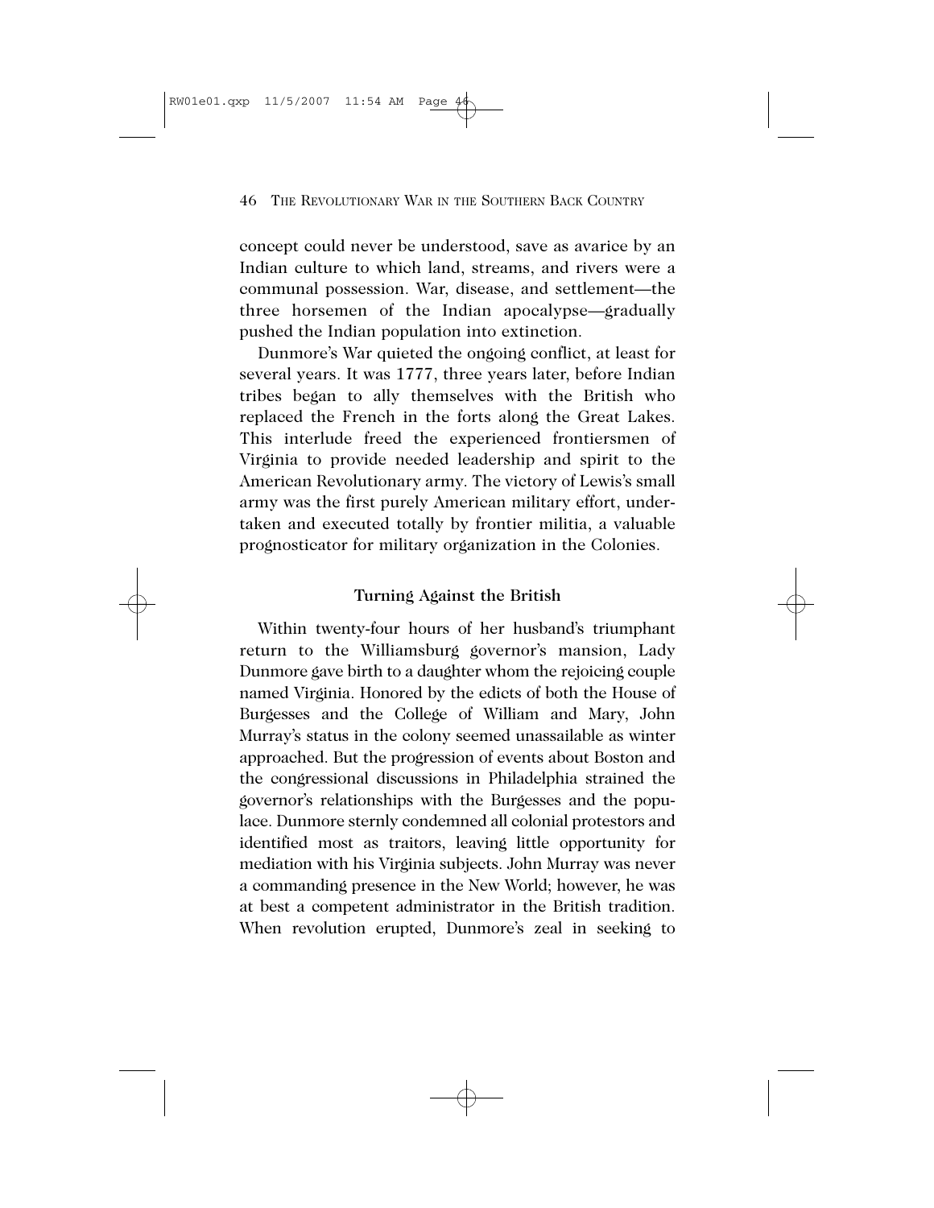concept could never be understood, save as avarice by an Indian culture to which land, streams, and rivers were a communal possession. War, disease, and settlement—the three horsemen of the Indian apocalypse—gradually pushed the Indian population into extinction.

Dunmore's War quieted the ongoing conflict, at least for several years. It was 1777, three years later, before Indian tribes began to ally themselves with the British who replaced the French in the forts along the Great Lakes. This interlude freed the experienced frontiersmen of Virginia to provide needed leadership and spirit to the American Revolutionary army. The victory of Lewis's small army was the first purely American military effort, undertaken and executed totally by frontier militia, a valuable prognosticator for military organization in the Colonies.

### Turning Against the British

Within twenty-four hours of her husband's triumphant return to the Williamsburg governor's mansion, Lady Dunmore gave birth to a daughter whom the rejoicing couple named Virginia. Honored by the edicts of both the House of Burgesses and the College of William and Mary, John Murray's status in the colony seemed unassailable as winter approached. But the progression of events about Boston and the congressional discussions in Philadelphia strained the governor's relationships with the Burgesses and the populace. Dunmore sternly condemned all colonial protestors and identified most as traitors, leaving little opportunity for mediation with his Virginia subjects. John Murray was never a commanding presence in the New World; however, he was at best a competent administrator in the British tradition. When revolution erupted, Dunmore's zeal in seeking to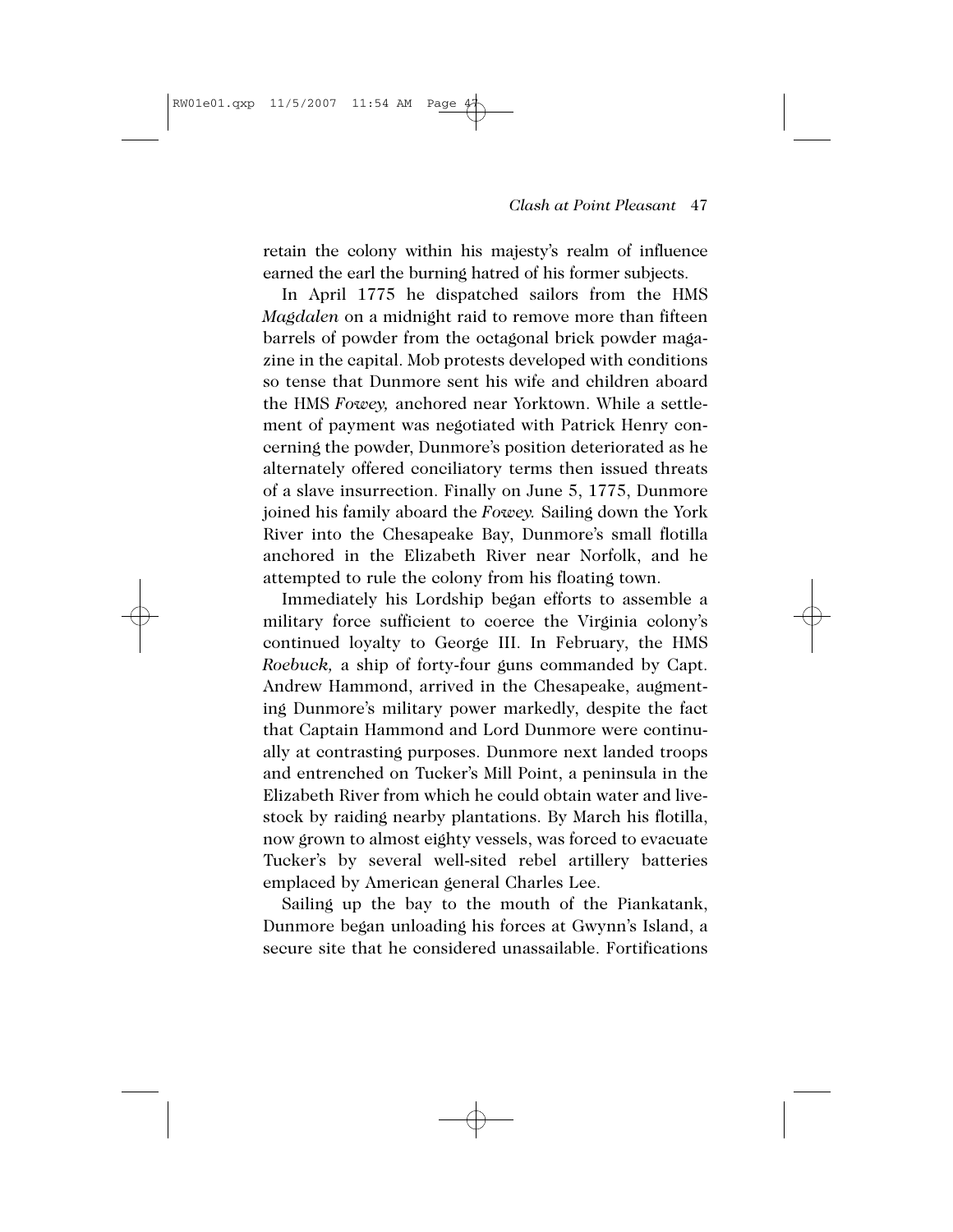retain the colony within his majesty's realm of influence earned the earl the burning hatred of his former subjects.

In April 1775 he dispatched sailors from the HMS *Magdalen* on a midnight raid to remove more than fifteen barrels of powder from the octagonal brick powder magazine in the capital. Mob protests developed with conditions so tense that Dunmore sent his wife and children aboard the HMS *Fowey,* anchored near Yorktown. While a settlement of payment was negotiated with Patrick Henry concerning the powder, Dunmore's position deteriorated as he alternately offered conciliatory terms then issued threats of a slave insurrection. Finally on June 5, 1775, Dunmore joined his family aboard the *Fowey.* Sailing down the York River into the Chesapeake Bay, Dunmore's small flotilla anchored in the Elizabeth River near Norfolk, and he attempted to rule the colony from his floating town.

Immediately his Lordship began efforts to assemble a military force sufficient to coerce the Virginia colony's continued loyalty to George III. In February, the HMS *Roebuck,* a ship of forty-four guns commanded by Capt. Andrew Hammond, arrived in the Chesapeake, augmenting Dunmore's military power markedly, despite the fact that Captain Hammond and Lord Dunmore were continually at contrasting purposes. Dunmore next landed troops and entrenched on Tucker's Mill Point, a peninsula in the Elizabeth River from which he could obtain water and livestock by raiding nearby plantations. By March his flotilla, now grown to almost eighty vessels, was forced to evacuate Tucker's by several well-sited rebel artillery batteries emplaced by American general Charles Lee.

Sailing up the bay to the mouth of the Piankatank, Dunmore began unloading his forces at Gwynn's Island, a secure site that he considered unassailable. Fortifications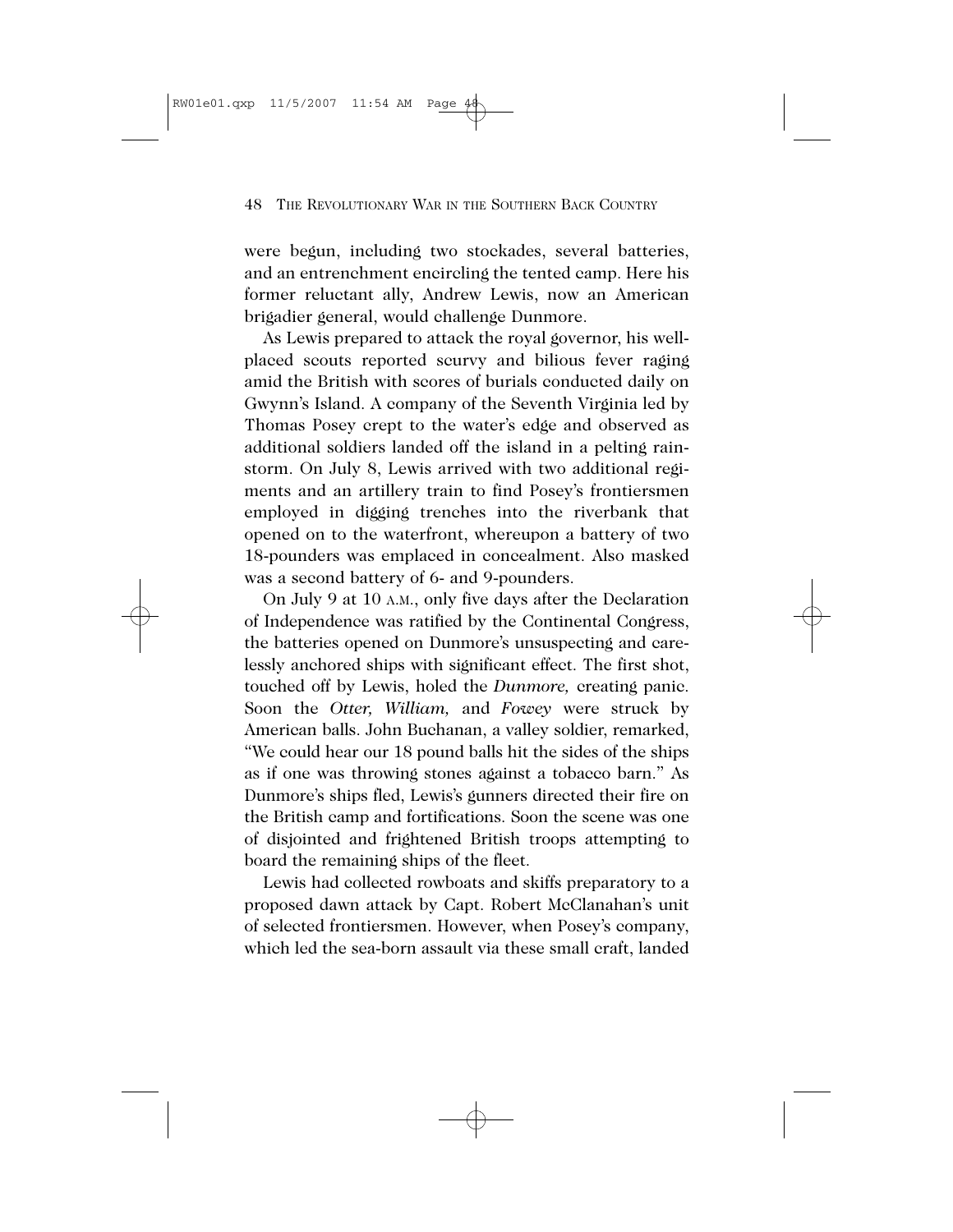were begun, including two stockades, several batteries, and an entrenchment encircling the tented camp. Here his former reluctant ally, Andrew Lewis, now an American brigadier general, would challenge Dunmore.

As Lewis prepared to attack the royal governor, his well-placed scouts reported scurvy and bilious fever raging amid the British with scores of burials conducted daily on Gwynn's Island. A company of the Seventh Virginia led by Thomas Posey crept to the water's edge and observed as additional soldiers landed off the island in a pelting rainstorm. On July 8, Lewis arrived with two additional regiments and an artillery train to find Posey's frontiersmen employed in digging trenches into the riverbank that opened on to the waterfront, whereupon a battery of two 18-pounders was emplaced in concealment. Also masked was a second battery of 6- and 9-pounders.

On July 9 at 10 A.M., only five days after the Declaration of Independence was ratified by the Continental Congress, the batteries opened on Dunmore's unsuspecting and carelessly anchored ships with significant effect. The first shot, touched off by Lewis, holed the *Dunmore,* creating panic. Soon the *Otter, William,* and *Fowey* were struck by American balls. John Buchanan, a valley soldier, remarked, "We could hear our 18 pound balls hit the sides of the ships as if one was throwing stones against a tobacco barn." As Dunmore's ships fled, Lewis's gunners directed their fire on the British camp and fortifications. Soon the scene was one of disjointed and frightened British troops attempting to board the remaining ships of the fleet.

Lewis had collected rowboats and skiffs preparatory to a proposed dawn attack by Capt. Robert McClanahan's unit of selected frontiersmen. However, when Posey's company, which led the sea-born assault via these small craft, landed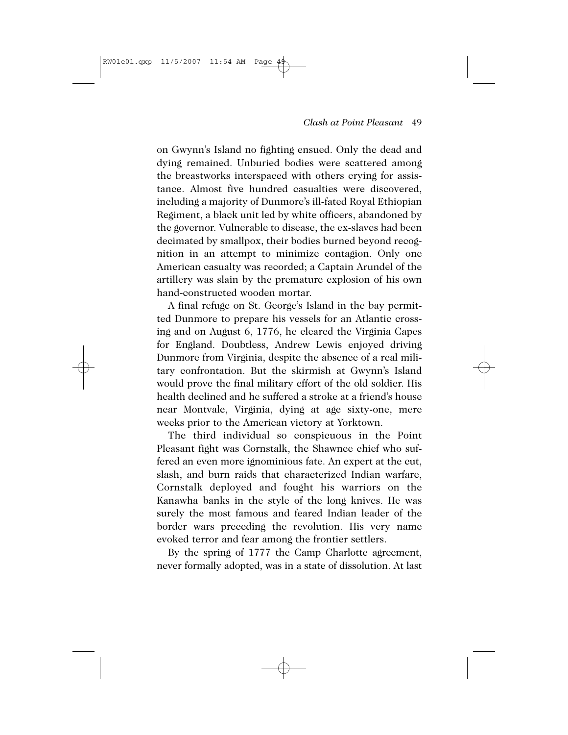on Gwynn's Island no fighting ensued. Only the dead and dying remained. Unburied bodies were scattered among the breastworks interspaced with others crying for assistance. Almost five hundred casualties were discovered, including a majority of Dunmore's ill-fated Royal Ethiopian Regiment, a black unit led by white officers, abandoned by the governor. Vulnerable to disease, the ex-slaves had been decimated by smallpox, their bodies burned beyond recognition in an attempt to minimize contagion. Only one American casualty was recorded; a Captain Arundel of the artillery was slain by the premature explosion of his own hand-constructed wooden mortar.

A final refuge on St. George's Island in the bay permitted Dunmore to prepare his vessels for an Atlantic crossing and on August 6, 1776, he cleared the Virginia Capes for England. Doubtless, Andrew Lewis enjoyed driving Dunmore from Virginia, despite the absence of a real military confrontation. But the skirmish at Gwynn's Island would prove the final military effort of the old soldier. His health declined and he suffered a stroke at a friend's house near Montvale, Virginia, dying at age sixty-one, mere weeks prior to the American victory at Yorktown.

The third individual so conspicuous in the Point Pleasant fight was Cornstalk, the Shawnee chief who suffered an even more ignominious fate. An expert at the cut, slash, and burn raids that characterized Indian warfare, Cornstalk deployed and fought his warriors on the Kanawha banks in the style of the long knives. He was surely the most famous and feared Indian leader of the border wars preceding the revolution. His very name evoked terror and fear among the frontier settlers.

By the spring of 1777 the Camp Charlotte agreement, never formally adopted, was in a state of dissolution. At last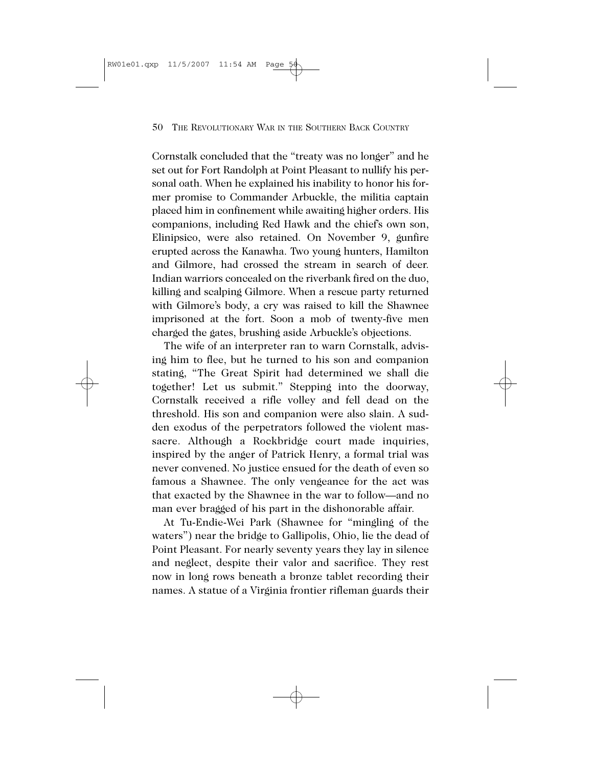Cornstalk concluded that the "treaty was no longer" and he set out for Fort Randolph at Point Pleasant to nullify his personal oath. When he explained his inability to honor his former promise to Commander Arbuckle, the militia captain placed him in confinement while awaiting higher orders. His companions, including Red Hawk and the chief's own son, Elinipsico, were also retained. On November 9, gunfire erupted across the Kanawha. Two young hunters, Hamilton and Gilmore, had crossed the stream in search of deer. Indian warriors concealed on the riverbank fired on the duo, killing and scalping Gilmore. When a rescue party returned with Gilmore's body, a cry was raised to kill the Shawnee imprisoned at the fort. Soon a mob of twenty-five men charged the gates, brushing aside Arbuckle's objections.

The wife of an interpreter ran to warn Cornstalk, advising him to flee, but he turned to his son and companion stating, "The Great Spirit had determined we shall die together! Let us submit." Stepping into the doorway, Cornstalk received a rifle volley and fell dead on the threshold. His son and companion were also slain. A sudden exodus of the perpetrators followed the violent massacre. Although a Rockbridge court made inquiries, inspired by the anger of Patrick Henry, a formal trial was never convened. No justice ensued for the death of even so famous a Shawnee. The only vengeance for the act was that exacted by the Shawnee in the war to follow—and no man ever bragged of his part in the dishonorable affair.

At Tu-Endie-Wei Park (Shawnee for "mingling of the waters") near the bridge to Gallipolis, Ohio, lie the dead of Point Pleasant. For nearly seventy years they lay in silence and neglect, despite their valor and sacrifice. They rest now in long rows beneath a bronze tablet recording their names. A statue of a Virginia frontier rifleman guards their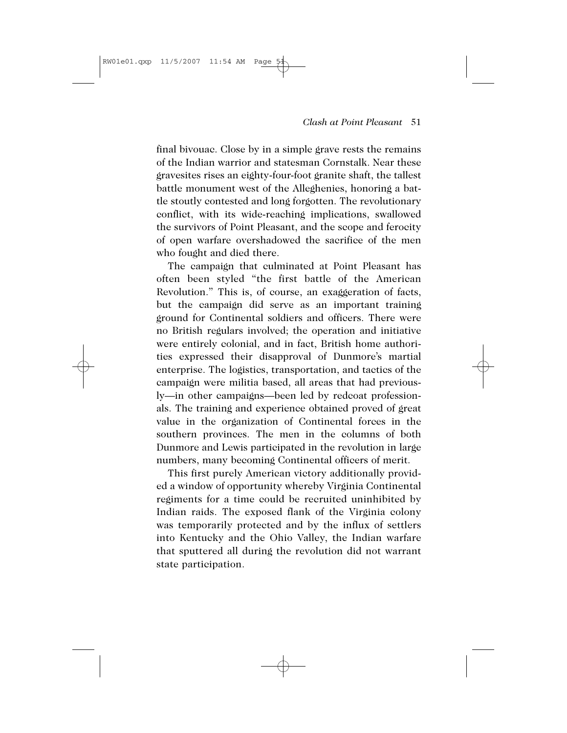final bivouac. Close by in a simple grave rests the remains of the Indian warrior and statesman Cornstalk. Near these gravesites rises an eighty-four-foot granite shaft, the tallest battle monument west of the Alleghenies, honoring a battle stoutly contested and long forgotten. The revolutionary conflict, with its wide-reaching implications, swallowed the survivors of Point Pleasant, and the scope and ferocity of open warfare overshadowed the sacrifice of the men who fought and died there.

The campaign that culminated at Point Pleasant has often been styled "the first battle of the American Revolution." This is, of course, an exaggeration of facts, but the campaign did serve as an important training ground for Continental soldiers and officers. There were no British regulars involved; the operation and initiative were entirely colonial, and in fact, British home authorities expressed their disapproval of Dunmore's martial enterprise. The logistics, transportation, and tactics of the campaign were militia based, all areas that had previously—in other campaigns—been led by redcoat professionals. The training and experience obtained proved of great value in the organization of Continental forces in the southern provinces. The men in the columns of both Dunmore and Lewis participated in the revolution in large numbers, many becoming Continental officers of merit.

This first purely American victory additionally provided a window of opportunity whereby Virginia Continental regiments for a time could be recruited uninhibited by Indian raids. The exposed flank of the Virginia colony was temporarily protected and by the influx of settlers into Kentucky and the Ohio Valley, the Indian warfare that sputtered all during the revolution did not warrant state participation.